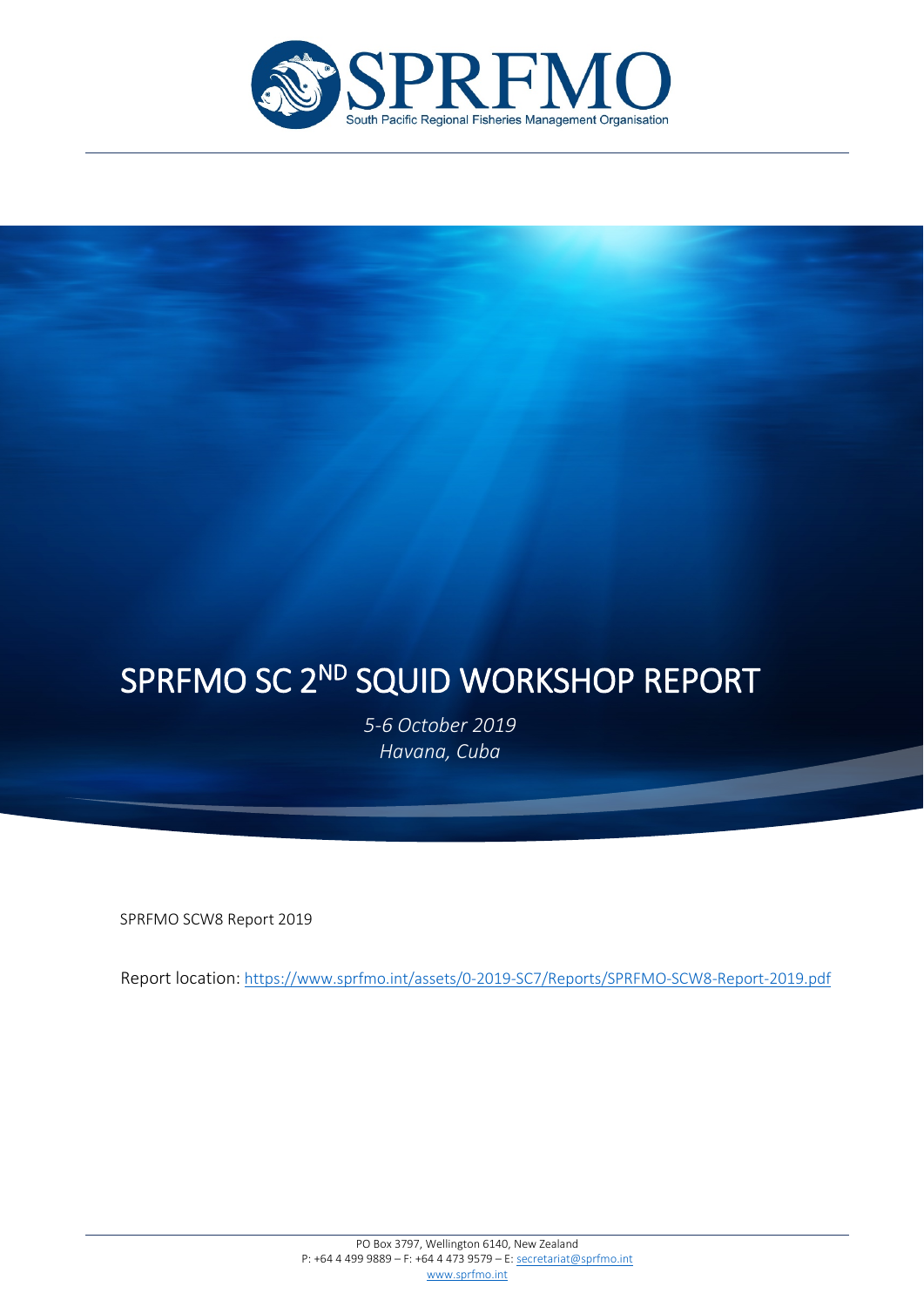SPRFMO

South Pacific Regional Fisheries Management Organisation

# SPRFMO SC 2ND SQUID WORKSHOP REPORT

*5-6 October 2019*
*Havana, Cuba*

SPRFMO SCW8 Report 2019

Report location: https://www.sprfmo.int/assets/0-2019-SC7/Reports/SPRFMO-SCW8-Report-2019.pdf

PO Box 3797, Wellington 6140, New Zealand
P: +64 4 499 9889 – F: +64 4 473 9579 – E: secretariat@sprfmo.int
www.sprfmo.int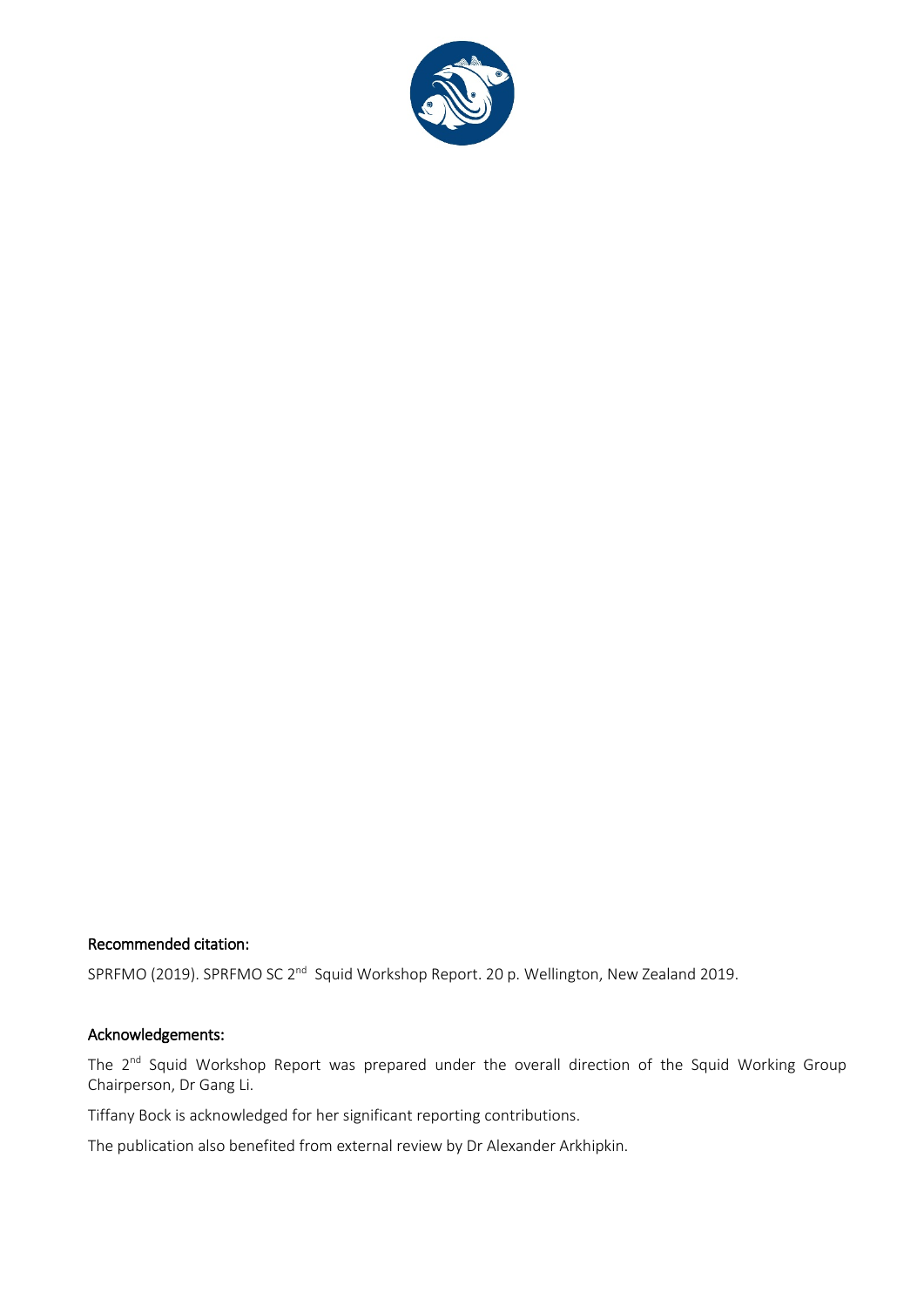**Recommended citation:**

SPRFMO (2019). SPRFMO SC 2nd Squid Workshop Report. 20 p. Wellington, New Zealand 2019.

**Acknowledgements:**

The 2nd Squid Workshop Report was prepared under the overall direction of the Squid Working Group Chairperson, Dr Gang Li.

Tiffany Bock is acknowledged for her significant reporting contributions.

The publication also benefited from external review by Dr Alexander Arkhipkin.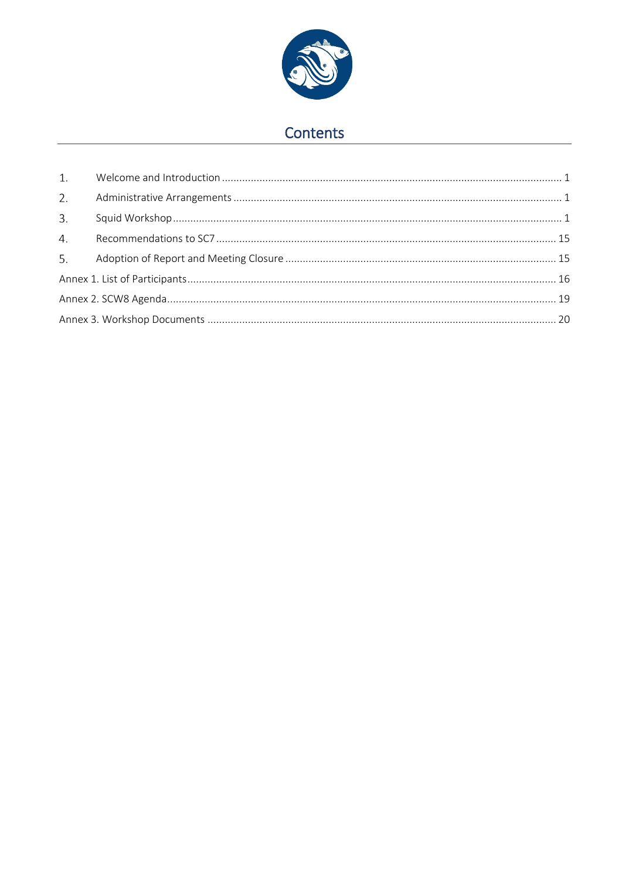## Contents

1. Welcome and Introduction ........ 1
2. Administrative Arrangements ........ 1
3. Squid Workshop ........ 1
4. Recommendations to SC7 ........ 15
5. Adoption of Report and Meeting Closure ........ 15

Annex 1. List of Participants ........ 16

Annex 2. SCW8 Agenda ........ 19

Annex 3. Workshop Documents ........ 20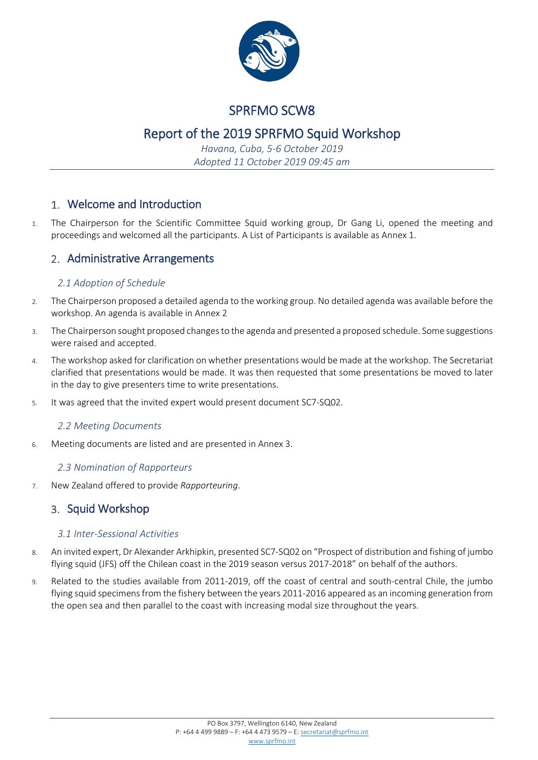# SPRFMO SCW8

# Report of the 2019 SPRFMO Squid Workshop

*Havana, Cuba, 5-6 October 2019*
*Adopted 11 October 2019 09:45 am*

## 1. Welcome and Introduction

1. The Chairperson for the Scientific Committee Squid working group, Dr Gang Li, opened the meeting and proceedings and welcomed all the participants. A List of Participants is available as Annex 1.

## 2. Administrative Arrangements

### *2.1 Adoption of Schedule*

2. The Chairperson proposed a detailed agenda to the working group. No detailed agenda was available before the workshop. An agenda is available in Annex 2
3. The Chairperson sought proposed changes to the agenda and presented a proposed schedule. Some suggestions were raised and accepted.
4. The workshop asked for clarification on whether presentations would be made at the workshop. The Secretariat clarified that presentations would be made. It was then requested that some presentations be moved to later in the day to give presenters time to write presentations.
5. It was agreed that the invited expert would present document SC7-SQ02.

### *2.2 Meeting Documents*

6. Meeting documents are listed and are presented in Annex 3.

### *2.3 Nomination of Rapporteurs*

7. New Zealand offered to provide *Rapporteuring*.

## 3. Squid Workshop

### *3.1 Inter-Sessional Activities*

8. An invited expert, Dr Alexander Arkhipkin, presented SC7-SQ02 on "Prospect of distribution and fishing of jumbo flying squid (JFS) off the Chilean coast in the 2019 season versus 2017-2018" on behalf of the authors.
9. Related to the studies available from 2011-2019, off the coast of central and south-central Chile, the jumbo flying squid specimens from the fishery between the years 2011-2016 appeared as an incoming generation from the open sea and then parallel to the coast with increasing modal size throughout the years.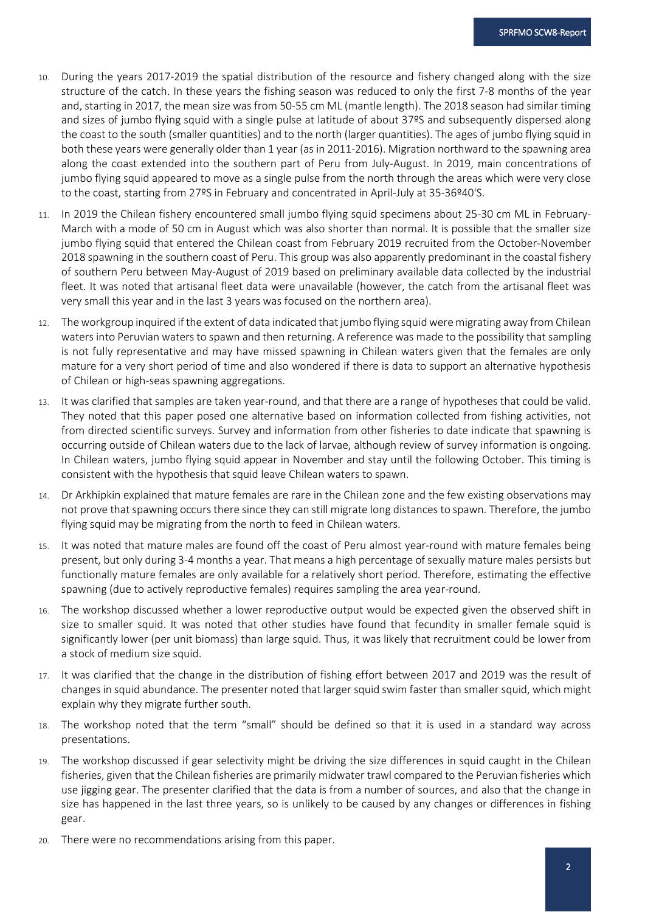10. During the years 2017-2019 the spatial distribution of the resource and fishery changed along with the size structure of the catch. In these years the fishing season was reduced to only the first 7-8 months of the year and, starting in 2017, the mean size was from 50-55 cm ML (mantle length). The 2018 season had similar timing and sizes of jumbo flying squid with a single pulse at latitude of about 37ºS and subsequently dispersed along the coast to the south (smaller quantities) and to the north (larger quantities). The ages of jumbo flying squid in both these years were generally older than 1 year (as in 2011-2016). Migration northward to the spawning area along the coast extended into the southern part of Peru from July-August. In 2019, main concentrations of jumbo flying squid appeared to move as a single pulse from the north through the areas which were very close to the coast, starting from 27ºS in February and concentrated in April-July at 35-36º40'S.

11. In 2019 the Chilean fishery encountered small jumbo flying squid specimens about 25-30 cm ML in February-March with a mode of 50 cm in August which was also shorter than normal. It is possible that the smaller size jumbo flying squid that entered the Chilean coast from February 2019 recruited from the October-November 2018 spawning in the southern coast of Peru. This group was also apparently predominant in the coastal fishery of southern Peru between May-August of 2019 based on preliminary available data collected by the industrial fleet. It was noted that artisanal fleet data were unavailable (however, the catch from the artisanal fleet was very small this year and in the last 3 years was focused on the northern area).

12. The workgroup inquired if the extent of data indicated that jumbo flying squid were migrating away from Chilean waters into Peruvian waters to spawn and then returning. A reference was made to the possibility that sampling is not fully representative and may have missed spawning in Chilean waters given that the females are only mature for a very short period of time and also wondered if there is data to support an alternative hypothesis of Chilean or high-seas spawning aggregations.

13. It was clarified that samples are taken year-round, and that there are a range of hypotheses that could be valid. They noted that this paper posed one alternative based on information collected from fishing activities, not from directed scientific surveys. Survey and information from other fisheries to date indicate that spawning is occurring outside of Chilean waters due to the lack of larvae, although review of survey information is ongoing. In Chilean waters, jumbo flying squid appear in November and stay until the following October. This timing is consistent with the hypothesis that squid leave Chilean waters to spawn.

14. Dr Arkhipkin explained that mature females are rare in the Chilean zone and the few existing observations may not prove that spawning occurs there since they can still migrate long distances to spawn. Therefore, the jumbo flying squid may be migrating from the north to feed in Chilean waters.

15. It was noted that mature males are found off the coast of Peru almost year-round with mature females being present, but only during 3-4 months a year. That means a high percentage of sexually mature males persists but functionally mature females are only available for a relatively short period. Therefore, estimating the effective spawning (due to actively reproductive females) requires sampling the area year-round.

16. The workshop discussed whether a lower reproductive output would be expected given the observed shift in size to smaller squid. It was noted that other studies have found that fecundity in smaller female squid is significantly lower (per unit biomass) than large squid. Thus, it was likely that recruitment could be lower from a stock of medium size squid.

17. It was clarified that the change in the distribution of fishing effort between 2017 and 2019 was the result of changes in squid abundance. The presenter noted that larger squid swim faster than smaller squid, which might explain why they migrate further south.

18. The workshop noted that the term "small" should be defined so that it is used in a standard way across presentations.

19. The workshop discussed if gear selectivity might be driving the size differences in squid caught in the Chilean fisheries, given that the Chilean fisheries are primarily midwater trawl compared to the Peruvian fisheries which use jigging gear. The presenter clarified that the data is from a number of sources, and also that the change in size has happened in the last three years, so is unlikely to be caused by any changes or differences in fishing gear.

20. There were no recommendations arising from this paper.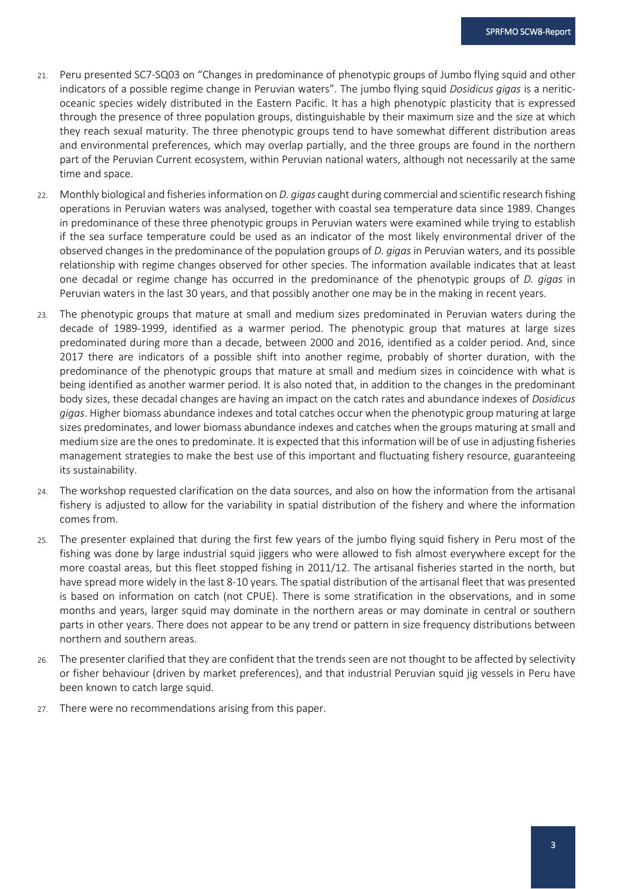21. Peru presented SC7-SQ03 on "Changes in predominance of phenotypic groups of Jumbo flying squid and other indicators of a possible regime change in Peruvian waters". The jumbo flying squid *Dosidicus gigas* is a neritic-oceanic species widely distributed in the Eastern Pacific. It has a high phenotypic plasticity that is expressed through the presence of three population groups, distinguishable by their maximum size and the size at which they reach sexual maturity. The three phenotypic groups tend to have somewhat different distribution areas and environmental preferences, which may overlap partially, and the three groups are found in the northern part of the Peruvian Current ecosystem, within Peruvian national waters, although not necessarily at the same time and space.

22. Monthly biological and fisheries information on *D. gigas* caught during commercial and scientific research fishing operations in Peruvian waters was analysed, together with coastal sea temperature data since 1989. Changes in predominance of these three phenotypic groups in Peruvian waters were examined while trying to establish if the sea surface temperature could be used as an indicator of the most likely environmental driver of the observed changes in the predominance of the population groups of *D. gigas* in Peruvian waters, and its possible relationship with regime changes observed for other species. The information available indicates that at least one decadal or regime change has occurred in the predominance of the phenotypic groups of *D. gigas* in Peruvian waters in the last 30 years, and that possibly another one may be in the making in recent years.

23. The phenotypic groups that mature at small and medium sizes predominated in Peruvian waters during the decade of 1989-1999, identified as a warmer period. The phenotypic group that matures at large sizes predominated during more than a decade, between 2000 and 2016, identified as a colder period. And, since 2017 there are indicators of a possible shift into another regime, probably of shorter duration, with the predominance of the phenotypic groups that mature at small and medium sizes in coincidence with what is being identified as another warmer period. It is also noted that, in addition to the changes in the predominant body sizes, these decadal changes are having an impact on the catch rates and abundance indexes of *Dosidicus gigas*. Higher biomass abundance indexes and total catches occur when the phenotypic group maturing at large sizes predominates, and lower biomass abundance indexes and catches when the groups maturing at small and medium size are the ones to predominate. It is expected that this information will be of use in adjusting fisheries management strategies to make the best use of this important and fluctuating fishery resource, guaranteeing its sustainability.

24. The workshop requested clarification on the data sources, and also on how the information from the artisanal fishery is adjusted to allow for the variability in spatial distribution of the fishery and where the information comes from.

25. The presenter explained that during the first few years of the jumbo flying squid fishery in Peru most of the fishing was done by large industrial squid jiggers who were allowed to fish almost everywhere except for the more coastal areas, but this fleet stopped fishing in 2011/12. The artisanal fisheries started in the north, but have spread more widely in the last 8-10 years. The spatial distribution of the artisanal fleet that was presented is based on information on catch (not CPUE). There is some stratification in the observations, and in some months and years, larger squid may dominate in the northern areas or may dominate in central or southern parts in other years. There does not appear to be any trend or pattern in size frequency distributions between northern and southern areas.

26. The presenter clarified that they are confident that the trends seen are not thought to be affected by selectivity or fisher behaviour (driven by market preferences), and that industrial Peruvian squid jig vessels in Peru have been known to catch large squid.

27. There were no recommendations arising from this paper.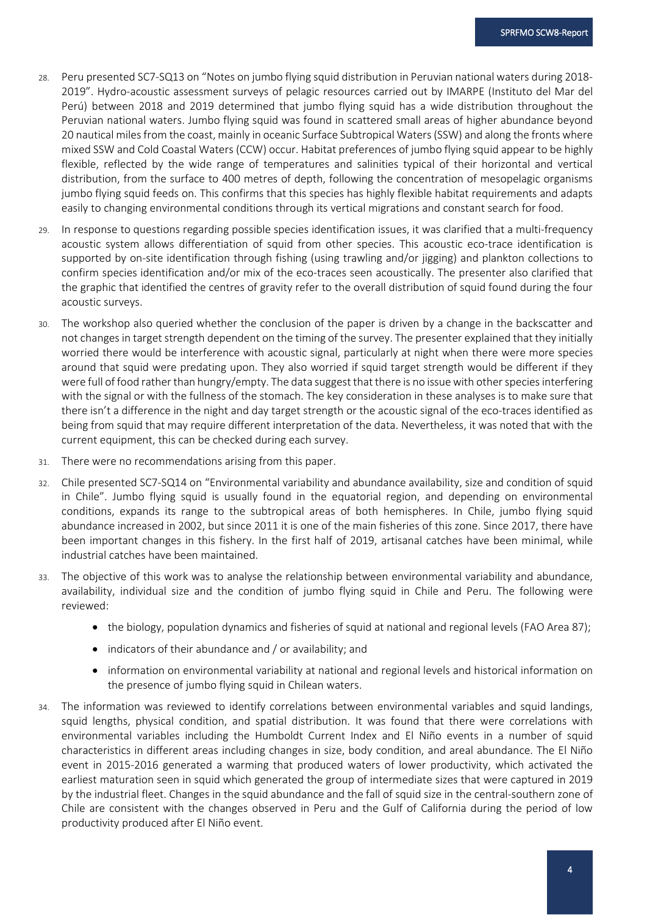28. Peru presented SC7-SQ13 on "Notes on jumbo flying squid distribution in Peruvian national waters during 2018-2019". Hydro-acoustic assessment surveys of pelagic resources carried out by IMARPE (Instituto del Mar del Perú) between 2018 and 2019 determined that jumbo flying squid has a wide distribution throughout the Peruvian national waters. Jumbo flying squid was found in scattered small areas of higher abundance beyond 20 nautical miles from the coast, mainly in oceanic Surface Subtropical Waters (SSW) and along the fronts where mixed SSW and Cold Coastal Waters (CCW) occur. Habitat preferences of jumbo flying squid appear to be highly flexible, reflected by the wide range of temperatures and salinities typical of their horizontal and vertical distribution, from the surface to 400 metres of depth, following the concentration of mesopelagic organisms jumbo flying squid feeds on. This confirms that this species has highly flexible habitat requirements and adapts easily to changing environmental conditions through its vertical migrations and constant search for food.

29. In response to questions regarding possible species identification issues, it was clarified that a multi-frequency acoustic system allows differentiation of squid from other species. This acoustic eco-trace identification is supported by on-site identification through fishing (using trawling and/or jigging) and plankton collections to confirm species identification and/or mix of the eco-traces seen acoustically. The presenter also clarified that the graphic that identified the centres of gravity refer to the overall distribution of squid found during the four acoustic surveys.

30. The workshop also queried whether the conclusion of the paper is driven by a change in the backscatter and not changes in target strength dependent on the timing of the survey. The presenter explained that they initially worried there would be interference with acoustic signal, particularly at night when there were more species around that squid were predating upon. They also worried if squid target strength would be different if they were full of food rather than hungry/empty. The data suggest that there is no issue with other species interfering with the signal or with the fullness of the stomach. The key consideration in these analyses is to make sure that there isn't a difference in the night and day target strength or the acoustic signal of the eco-traces identified as being from squid that may require different interpretation of the data. Nevertheless, it was noted that with the current equipment, this can be checked during each survey.

31. There were no recommendations arising from this paper.

32. Chile presented SC7-SQ14 on "Environmental variability and abundance availability, size and condition of squid in Chile". Jumbo flying squid is usually found in the equatorial region, and depending on environmental conditions, expands its range to the subtropical areas of both hemispheres. In Chile, jumbo flying squid abundance increased in 2002, but since 2011 it is one of the main fisheries of this zone. Since 2017, there have been important changes in this fishery. In the first half of 2019, artisanal catches have been minimal, while industrial catches have been maintained.

33. The objective of this work was to analyse the relationship between environmental variability and abundance, availability, individual size and the condition of jumbo flying squid in Chile and Peru. The following were reviewed:

    - the biology, population dynamics and fisheries of squid at national and regional levels (FAO Area 87);
    - indicators of their abundance and / or availability; and
    - information on environmental variability at national and regional levels and historical information on the presence of jumbo flying squid in Chilean waters.

34. The information was reviewed to identify correlations between environmental variables and squid landings, squid lengths, physical condition, and spatial distribution. It was found that there were correlations with environmental variables including the Humboldt Current Index and El Niño events in a number of squid characteristics in different areas including changes in size, body condition, and areal abundance. The El Niño event in 2015-2016 generated a warming that produced waters of lower productivity, which activated the earliest maturation seen in squid which generated the group of intermediate sizes that were captured in 2019 by the industrial fleet. Changes in the squid abundance and the fall of squid size in the central-southern zone of Chile are consistent with the changes observed in Peru and the Gulf of California during the period of low productivity produced after El Niño event.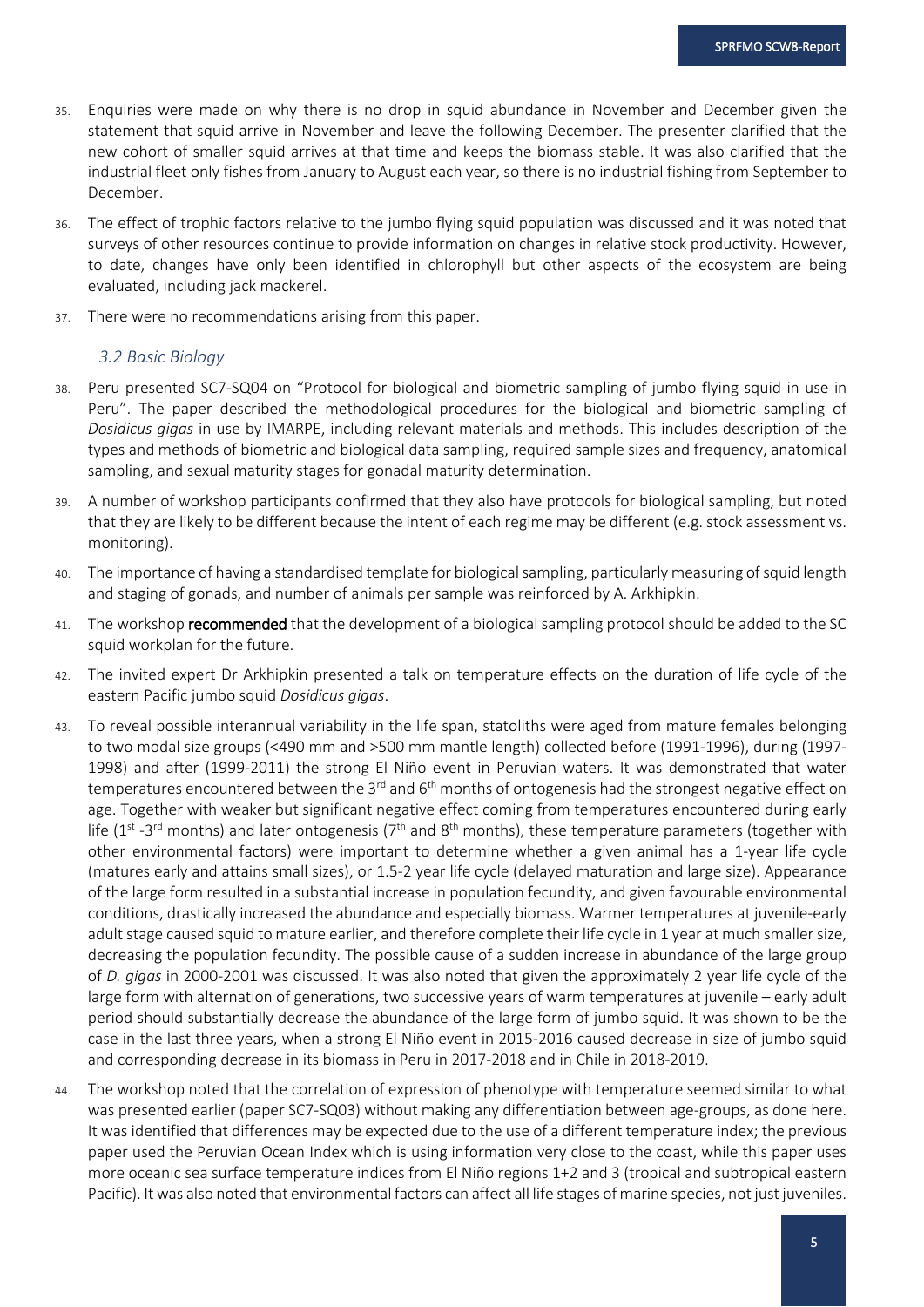35. Enquiries were made on why there is no drop in squid abundance in November and December given the statement that squid arrive in November and leave the following December. The presenter clarified that the new cohort of smaller squid arrives at that time and keeps the biomass stable. It was also clarified that the industrial fleet only fishes from January to August each year, so there is no industrial fishing from September to December.

36. The effect of trophic factors relative to the jumbo flying squid population was discussed and it was noted that surveys of other resources continue to provide information on changes in relative stock productivity. However, to date, changes have only been identified in chlorophyll but other aspects of the ecosystem are being evaluated, including jack mackerel.

37. There were no recommendations arising from this paper.

### *3.2 Basic Biology*

38. Peru presented SC7-SQ04 on "Protocol for biological and biometric sampling of jumbo flying squid in use in Peru". The paper described the methodological procedures for the biological and biometric sampling of *Dosidicus gigas* in use by IMARPE, including relevant materials and methods. This includes description of the types and methods of biometric and biological data sampling, required sample sizes and frequency, anatomical sampling, and sexual maturity stages for gonadal maturity determination.

39. A number of workshop participants confirmed that they also have protocols for biological sampling, but noted that they are likely to be different because the intent of each regime may be different (e.g. stock assessment vs. monitoring).

40. The importance of having a standardised template for biological sampling, particularly measuring of squid length and staging of gonads, and number of animals per sample was reinforced by A. Arkhipkin.

41. The workshop **recommended** that the development of a biological sampling protocol should be added to the SC squid workplan for the future.

42. The invited expert Dr Arkhipkin presented a talk on temperature effects on the duration of life cycle of the eastern Pacific jumbo squid *Dosidicus gigas*.

43. To reveal possible interannual variability in the life span, statoliths were aged from mature females belonging to two modal size groups (<490 mm and >500 mm mantle length) collected before (1991-1996), during (1997-1998) and after (1999-2011) the strong El Niño event in Peruvian waters. It was demonstrated that water temperatures encountered between the 3rd and 6th months of ontogenesis had the strongest negative effect on age. Together with weaker but significant negative effect coming from temperatures encountered during early life (1st -3rd months) and later ontogenesis (7th and 8th months), these temperature parameters (together with other environmental factors) were important to determine whether a given animal has a 1-year life cycle (matures early and attains small sizes), or 1.5-2 year life cycle (delayed maturation and large size). Appearance of the large form resulted in a substantial increase in population fecundity, and given favourable environmental conditions, drastically increased the abundance and especially biomass. Warmer temperatures at juvenile-early adult stage caused squid to mature earlier, and therefore complete their life cycle in 1 year at much smaller size, decreasing the population fecundity. The possible cause of a sudden increase in abundance of the large group of *D. gigas* in 2000-2001 was discussed. It was also noted that given the approximately 2 year life cycle of the large form with alternation of generations, two successive years of warm temperatures at juvenile – early adult period should substantially decrease the abundance of the large form of jumbo squid. It was shown to be the case in the last three years, when a strong El Niño event in 2015-2016 caused decrease in size of jumbo squid and corresponding decrease in its biomass in Peru in 2017-2018 and in Chile in 2018-2019.

44. The workshop noted that the correlation of expression of phenotype with temperature seemed similar to what was presented earlier (paper SC7-SQ03) without making any differentiation between age-groups, as done here. It was identified that differences may be expected due to the use of a different temperature index; the previous paper used the Peruvian Ocean Index which is using information very close to the coast, while this paper uses more oceanic sea surface temperature indices from El Niño regions 1+2 and 3 (tropical and subtropical eastern Pacific). It was also noted that environmental factors can affect all life stages of marine species, not just juveniles.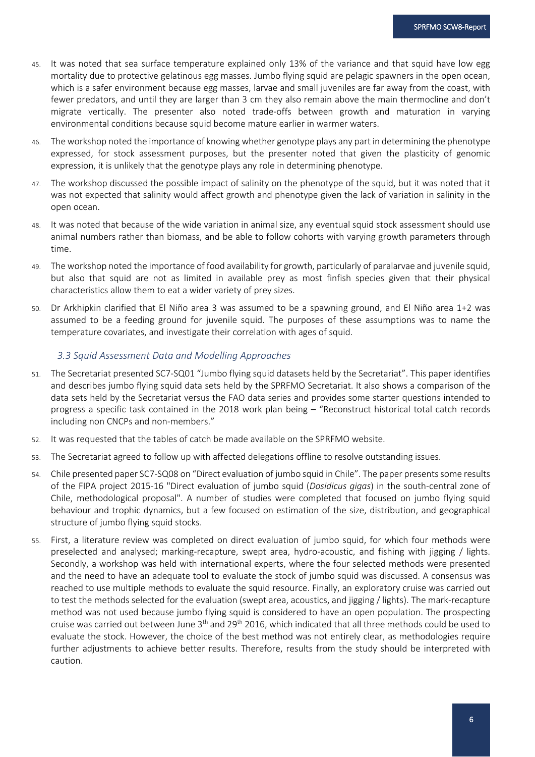45. It was noted that sea surface temperature explained only 13% of the variance and that squid have low egg mortality due to protective gelatinous egg masses. Jumbo flying squid are pelagic spawners in the open ocean, which is a safer environment because egg masses, larvae and small juveniles are far away from the coast, with fewer predators, and until they are larger than 3 cm they also remain above the main thermocline and don't migrate vertically. The presenter also noted trade-offs between growth and maturation in varying environmental conditions because squid become mature earlier in warmer waters.

46. The workshop noted the importance of knowing whether genotype plays any part in determining the phenotype expressed, for stock assessment purposes, but the presenter noted that given the plasticity of genomic expression, it is unlikely that the genotype plays any role in determining phenotype.

47. The workshop discussed the possible impact of salinity on the phenotype of the squid, but it was noted that it was not expected that salinity would affect growth and phenotype given the lack of variation in salinity in the open ocean.

48. It was noted that because of the wide variation in animal size, any eventual squid stock assessment should use animal numbers rather than biomass, and be able to follow cohorts with varying growth parameters through time.

49. The workshop noted the importance of food availability for growth, particularly of paralarvae and juvenile squid, but also that squid are not as limited in available prey as most finfish species given that their physical characteristics allow them to eat a wider variety of prey sizes.

50. Dr Arkhipkin clarified that El Niño area 3 was assumed to be a spawning ground, and El Niño area 1+2 was assumed to be a feeding ground for juvenile squid. The purposes of these assumptions was to name the temperature covariates, and investigate their correlation with ages of squid.

### *3.3 Squid Assessment Data and Modelling Approaches*

51. The Secretariat presented SC7-SQ01 "Jumbo flying squid datasets held by the Secretariat". This paper identifies and describes jumbo flying squid data sets held by the SPRFMO Secretariat. It also shows a comparison of the data sets held by the Secretariat versus the FAO data series and provides some starter questions intended to progress a specific task contained in the 2018 work plan being – "Reconstruct historical total catch records including non CNCPs and non-members."

52. It was requested that the tables of catch be made available on the SPRFMO website.

53. The Secretariat agreed to follow up with affected delegations offline to resolve outstanding issues.

54. Chile presented paper SC7-SQ08 on "Direct evaluation of jumbo squid in Chile". The paper presents some results of the FIPA project 2015-16 "Direct evaluation of jumbo squid (*Dosidicus gigas*) in the south-central zone of Chile, methodological proposal". A number of studies were completed that focused on jumbo flying squid behaviour and trophic dynamics, but a few focused on estimation of the size, distribution, and geographical structure of jumbo flying squid stocks.

55. First, a literature review was completed on direct evaluation of jumbo squid, for which four methods were preselected and analysed; marking-recapture, swept area, hydro-acoustic, and fishing with jigging / lights. Secondly, a workshop was held with international experts, where the four selected methods were presented and the need to have an adequate tool to evaluate the stock of jumbo squid was discussed. A consensus was reached to use multiple methods to evaluate the squid resource. Finally, an exploratory cruise was carried out to test the methods selected for the evaluation (swept area, acoustics, and jigging / lights). The mark-recapture method was not used because jumbo flying squid is considered to have an open population. The prospecting cruise was carried out between June 3rd and 29th 2016, which indicated that all three methods could be used to evaluate the stock. However, the choice of the best method was not entirely clear, as methodologies require further adjustments to achieve better results. Therefore, results from the study should be interpreted with caution.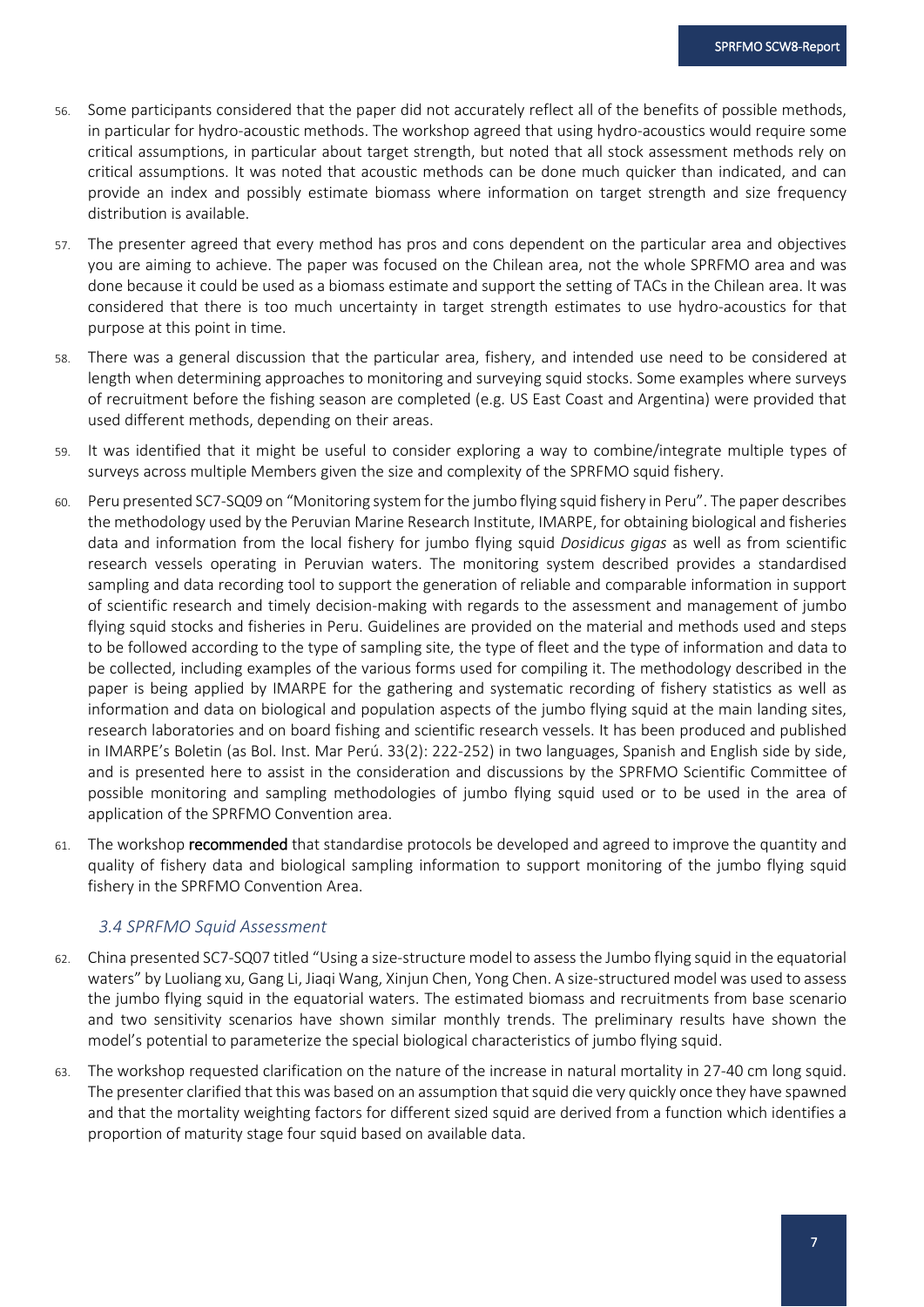56. Some participants considered that the paper did not accurately reflect all of the benefits of possible methods, in particular for hydro-acoustic methods. The workshop agreed that using hydro-acoustics would require some critical assumptions, in particular about target strength, but noted that all stock assessment methods rely on critical assumptions. It was noted that acoustic methods can be done much quicker than indicated, and can provide an index and possibly estimate biomass where information on target strength and size frequency distribution is available.

57. The presenter agreed that every method has pros and cons dependent on the particular area and objectives you are aiming to achieve. The paper was focused on the Chilean area, not the whole SPRFMO area and was done because it could be used as a biomass estimate and support the setting of TACs in the Chilean area. It was considered that there is too much uncertainty in target strength estimates to use hydro-acoustics for that purpose at this point in time.

58. There was a general discussion that the particular area, fishery, and intended use need to be considered at length when determining approaches to monitoring and surveying squid stocks. Some examples where surveys of recruitment before the fishing season are completed (e.g. US East Coast and Argentina) were provided that used different methods, depending on their areas.

59. It was identified that it might be useful to consider exploring a way to combine/integrate multiple types of surveys across multiple Members given the size and complexity of the SPRFMO squid fishery.

60. Peru presented SC7-SQ09 on "Monitoring system for the jumbo flying squid fishery in Peru". The paper describes the methodology used by the Peruvian Marine Research Institute, IMARPE, for obtaining biological and fisheries data and information from the local fishery for jumbo flying squid *Dosidicus gigas* as well as from scientific research vessels operating in Peruvian waters. The monitoring system described provides a standardised sampling and data recording tool to support the generation of reliable and comparable information in support of scientific research and timely decision-making with regards to the assessment and management of jumbo flying squid stocks and fisheries in Peru. Guidelines are provided on the material and methods used and steps to be followed according to the type of sampling site, the type of fleet and the type of information and data to be collected, including examples of the various forms used for compiling it. The methodology described in the paper is being applied by IMARPE for the gathering and systematic recording of fishery statistics as well as information and data on biological and population aspects of the jumbo flying squid at the main landing sites, research laboratories and on board fishing and scientific research vessels. It has been produced and published in IMARPE's Boletin (as Bol. Inst. Mar Perú. 33(2): 222-252) in two languages, Spanish and English side by side, and is presented here to assist in the consideration and discussions by the SPRFMO Scientific Committee of possible monitoring and sampling methodologies of jumbo flying squid used or to be used in the area of application of the SPRFMO Convention area.

61. The workshop **recommended** that standardise protocols be developed and agreed to improve the quantity and quality of fishery data and biological sampling information to support monitoring of the jumbo flying squid fishery in the SPRFMO Convention Area.

### *3.4 SPRFMO Squid Assessment*

62. China presented SC7-SQ07 titled "Using a size-structure model to assess the Jumbo flying squid in the equatorial waters" by Luoliang xu, Gang Li, Jiaqi Wang, Xinjun Chen, Yong Chen. A size-structured model was used to assess the jumbo flying squid in the equatorial waters. The estimated biomass and recruitments from base scenario and two sensitivity scenarios have shown similar monthly trends. The preliminary results have shown the model's potential to parameterize the special biological characteristics of jumbo flying squid.

63. The workshop requested clarification on the nature of the increase in natural mortality in 27-40 cm long squid. The presenter clarified that this was based on an assumption that squid die very quickly once they have spawned and that the mortality weighting factors for different sized squid are derived from a function which identifies a proportion of maturity stage four squid based on available data.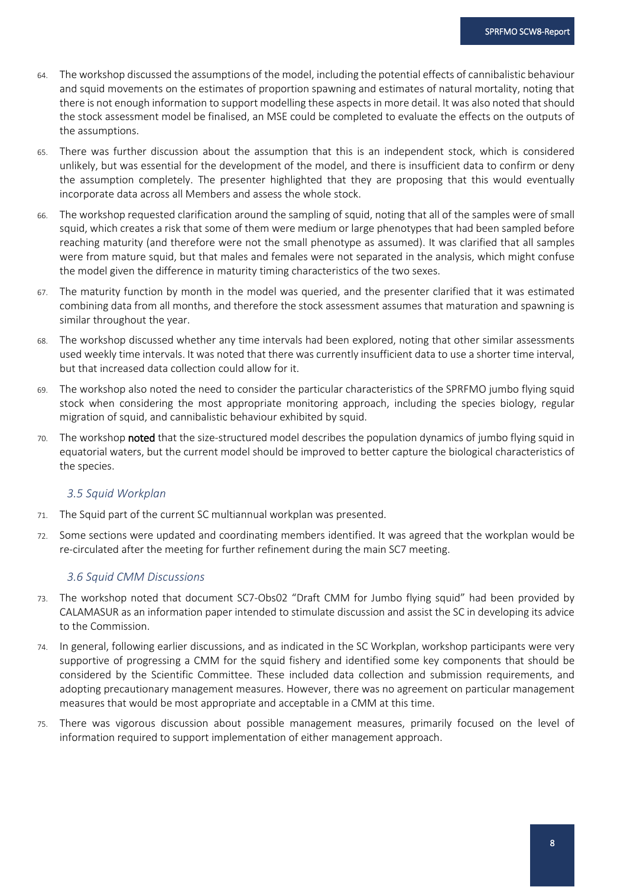64. The workshop discussed the assumptions of the model, including the potential effects of cannibalistic behaviour and squid movements on the estimates of proportion spawning and estimates of natural mortality, noting that there is not enough information to support modelling these aspects in more detail. It was also noted that should the stock assessment model be finalised, an MSE could be completed to evaluate the effects on the outputs of the assumptions.

65. There was further discussion about the assumption that this is an independent stock, which is considered unlikely, but was essential for the development of the model, and there is insufficient data to confirm or deny the assumption completely. The presenter highlighted that they are proposing that this would eventually incorporate data across all Members and assess the whole stock.

66. The workshop requested clarification around the sampling of squid, noting that all of the samples were of small squid, which creates a risk that some of them were medium or large phenotypes that had been sampled before reaching maturity (and therefore were not the small phenotype as assumed). It was clarified that all samples were from mature squid, but that males and females were not separated in the analysis, which might confuse the model given the difference in maturity timing characteristics of the two sexes.

67. The maturity function by month in the model was queried, and the presenter clarified that it was estimated combining data from all months, and therefore the stock assessment assumes that maturation and spawning is similar throughout the year.

68. The workshop discussed whether any time intervals had been explored, noting that other similar assessments used weekly time intervals. It was noted that there was currently insufficient data to use a shorter time interval, but that increased data collection could allow for it.

69. The workshop also noted the need to consider the particular characteristics of the SPRFMO jumbo flying squid stock when considering the most appropriate monitoring approach, including the species biology, regular migration of squid, and cannibalistic behaviour exhibited by squid.

70. The workshop **noted** that the size-structured model describes the population dynamics of jumbo flying squid in equatorial waters, but the current model should be improved to better capture the biological characteristics of the species.

### *3.5 Squid Workplan*

71. The Squid part of the current SC multiannual workplan was presented.

72. Some sections were updated and coordinating members identified. It was agreed that the workplan would be re-circulated after the meeting for further refinement during the main SC7 meeting.

### *3.6 Squid CMM Discussions*

73. The workshop noted that document SC7-Obs02 "Draft CMM for Jumbo flying squid" had been provided by CALAMASUR as an information paper intended to stimulate discussion and assist the SC in developing its advice to the Commission.

74. In general, following earlier discussions, and as indicated in the SC Workplan, workshop participants were very supportive of progressing a CMM for the squid fishery and identified some key components that should be considered by the Scientific Committee. These included data collection and submission requirements, and adopting precautionary management measures. However, there was no agreement on particular management measures that would be most appropriate and acceptable in a CMM at this time.

75. There was vigorous discussion about possible management measures, primarily focused on the level of information required to support implementation of either management approach.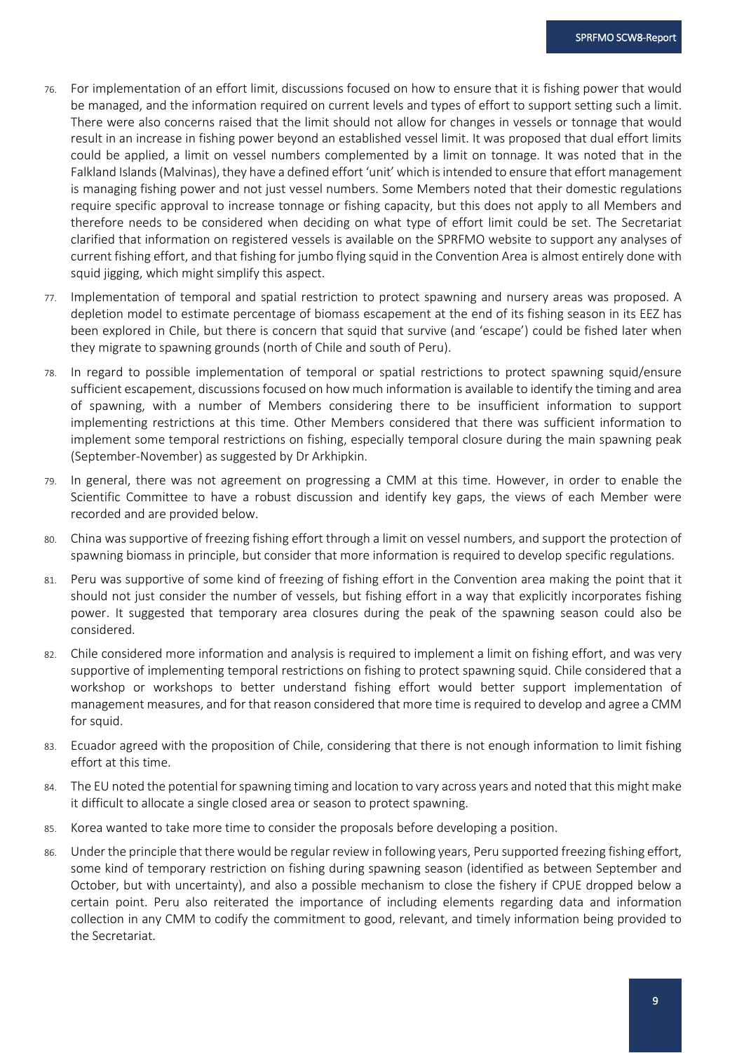76. For implementation of an effort limit, discussions focused on how to ensure that it is fishing power that would be managed, and the information required on current levels and types of effort to support setting such a limit. There were also concerns raised that the limit should not allow for changes in vessels or tonnage that would result in an increase in fishing power beyond an established vessel limit. It was proposed that dual effort limits could be applied, a limit on vessel numbers complemented by a limit on tonnage. It was noted that in the Falkland Islands (Malvinas), they have a defined effort 'unit' which is intended to ensure that effort management is managing fishing power and not just vessel numbers. Some Members noted that their domestic regulations require specific approval to increase tonnage or fishing capacity, but this does not apply to all Members and therefore needs to be considered when deciding on what type of effort limit could be set. The Secretariat clarified that information on registered vessels is available on the SPRFMO website to support any analyses of current fishing effort, and that fishing for jumbo flying squid in the Convention Area is almost entirely done with squid jigging, which might simplify this aspect.

77. Implementation of temporal and spatial restriction to protect spawning and nursery areas was proposed. A depletion model to estimate percentage of biomass escapement at the end of its fishing season in its EEZ has been explored in Chile, but there is concern that squid that survive (and 'escape') could be fished later when they migrate to spawning grounds (north of Chile and south of Peru).

78. In regard to possible implementation of temporal or spatial restrictions to protect spawning squid/ensure sufficient escapement, discussions focused on how much information is available to identify the timing and area of spawning, with a number of Members considering there to be insufficient information to support implementing restrictions at this time. Other Members considered that there was sufficient information to implement some temporal restrictions on fishing, especially temporal closure during the main spawning peak (September-November) as suggested by Dr Arkhipkin.

79. In general, there was not agreement on progressing a CMM at this time. However, in order to enable the Scientific Committee to have a robust discussion and identify key gaps, the views of each Member were recorded and are provided below.

80. China was supportive of freezing fishing effort through a limit on vessel numbers, and support the protection of spawning biomass in principle, but consider that more information is required to develop specific regulations.

81. Peru was supportive of some kind of freezing of fishing effort in the Convention area making the point that it should not just consider the number of vessels, but fishing effort in a way that explicitly incorporates fishing power. It suggested that temporary area closures during the peak of the spawning season could also be considered.

82. Chile considered more information and analysis is required to implement a limit on fishing effort, and was very supportive of implementing temporal restrictions on fishing to protect spawning squid. Chile considered that a workshop or workshops to better understand fishing effort would better support implementation of management measures, and for that reason considered that more time is required to develop and agree a CMM for squid.

83. Ecuador agreed with the proposition of Chile, considering that there is not enough information to limit fishing effort at this time.

84. The EU noted the potential for spawning timing and location to vary across years and noted that this might make it difficult to allocate a single closed area or season to protect spawning.

85. Korea wanted to take more time to consider the proposals before developing a position.

86. Under the principle that there would be regular review in following years, Peru supported freezing fishing effort, some kind of temporary restriction on fishing during spawning season (identified as between September and October, but with uncertainty), and also a possible mechanism to close the fishery if CPUE dropped below a certain point. Peru also reiterated the importance of including elements regarding data and information collection in any CMM to codify the commitment to good, relevant, and timely information being provided to the Secretariat.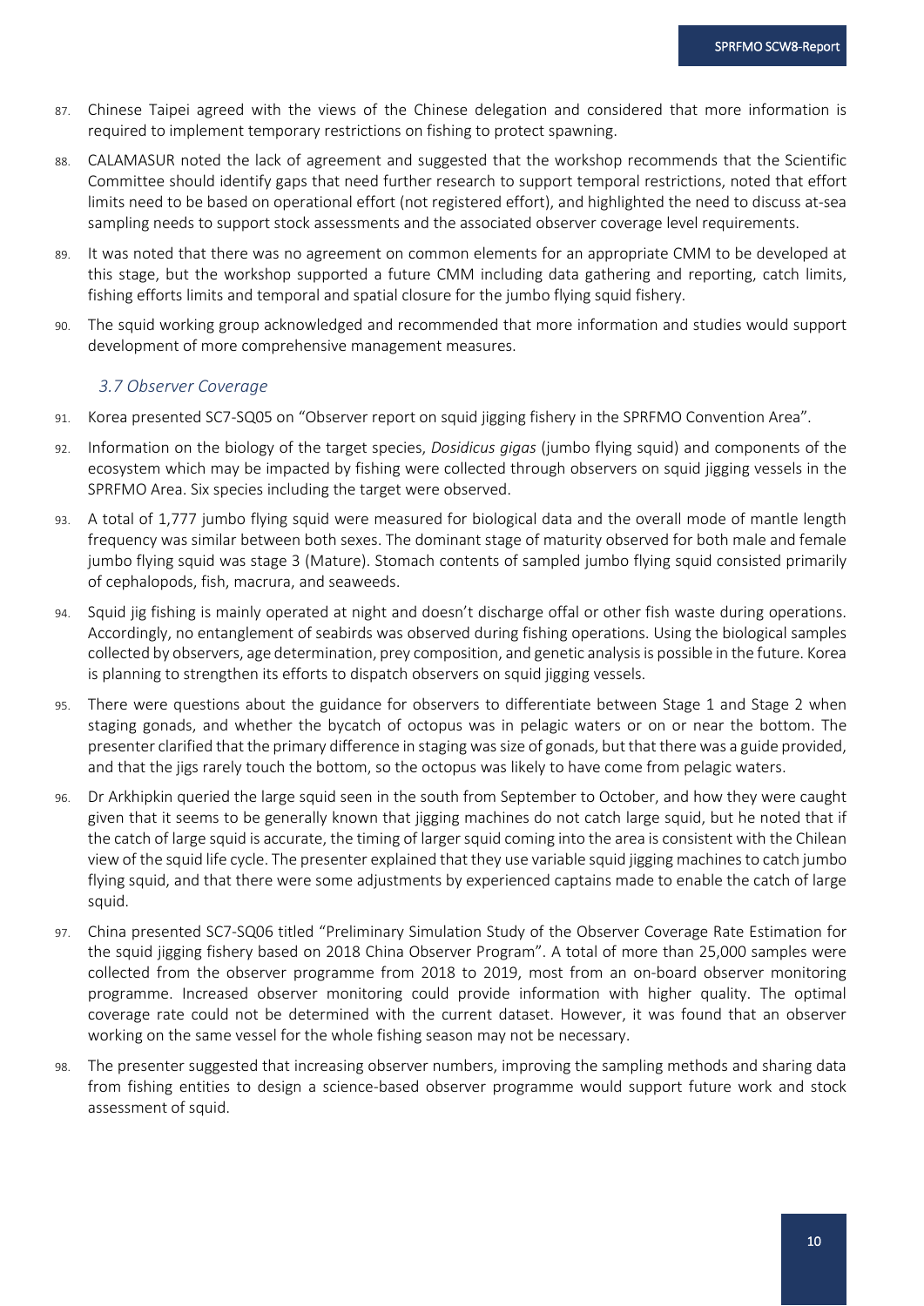87. Chinese Taipei agreed with the views of the Chinese delegation and considered that more information is required to implement temporary restrictions on fishing to protect spawning.

88. CALAMASUR noted the lack of agreement and suggested that the workshop recommends that the Scientific Committee should identify gaps that need further research to support temporal restrictions, noted that effort limits need to be based on operational effort (not registered effort), and highlighted the need to discuss at-sea sampling needs to support stock assessments and the associated observer coverage level requirements.

89. It was noted that there was no agreement on common elements for an appropriate CMM to be developed at this stage, but the workshop supported a future CMM including data gathering and reporting, catch limits, fishing efforts limits and temporal and spatial closure for the jumbo flying squid fishery.

90. The squid working group acknowledged and recommended that more information and studies would support development of more comprehensive management measures.

### *3.7 Observer Coverage*

91. Korea presented SC7-SQ05 on "Observer report on squid jigging fishery in the SPRFMO Convention Area".

92. Information on the biology of the target species, *Dosidicus gigas* (jumbo flying squid) and components of the ecosystem which may be impacted by fishing were collected through observers on squid jigging vessels in the SPRFMO Area. Six species including the target were observed.

93. A total of 1,777 jumbo flying squid were measured for biological data and the overall mode of mantle length frequency was similar between both sexes. The dominant stage of maturity observed for both male and female jumbo flying squid was stage 3 (Mature). Stomach contents of sampled jumbo flying squid consisted primarily of cephalopods, fish, macrura, and seaweeds.

94. Squid jig fishing is mainly operated at night and doesn't discharge offal or other fish waste during operations. Accordingly, no entanglement of seabirds was observed during fishing operations. Using the biological samples collected by observers, age determination, prey composition, and genetic analysis is possible in the future. Korea is planning to strengthen its efforts to dispatch observers on squid jigging vessels.

95. There were questions about the guidance for observers to differentiate between Stage 1 and Stage 2 when staging gonads, and whether the bycatch of octopus was in pelagic waters or on or near the bottom. The presenter clarified that the primary difference in staging was size of gonads, but that there was a guide provided, and that the jigs rarely touch the bottom, so the octopus was likely to have come from pelagic waters.

96. Dr Arkhipkin queried the large squid seen in the south from September to October, and how they were caught given that it seems to be generally known that jigging machines do not catch large squid, but he noted that if the catch of large squid is accurate, the timing of larger squid coming into the area is consistent with the Chilean view of the squid life cycle. The presenter explained that they use variable squid jigging machines to catch jumbo flying squid, and that there were some adjustments by experienced captains made to enable the catch of large squid.

97. China presented SC7-SQ06 titled "Preliminary Simulation Study of the Observer Coverage Rate Estimation for the squid jigging fishery based on 2018 China Observer Program". A total of more than 25,000 samples were collected from the observer programme from 2018 to 2019, most from an on-board observer monitoring programme. Increased observer monitoring could provide information with higher quality. The optimal coverage rate could not be determined with the current dataset. However, it was found that an observer working on the same vessel for the whole fishing season may not be necessary.

98. The presenter suggested that increasing observer numbers, improving the sampling methods and sharing data from fishing entities to design a science-based observer programme would support future work and stock assessment of squid.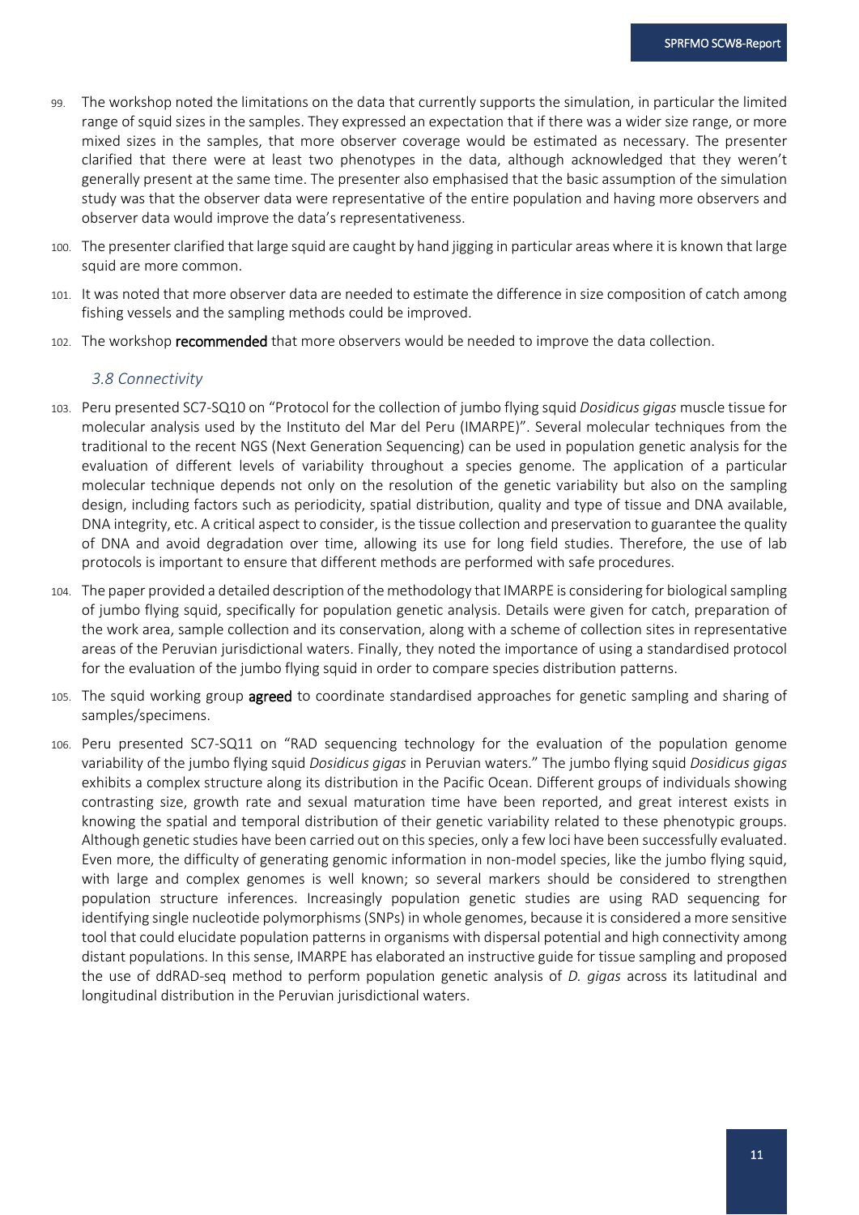99. The workshop noted the limitations on the data that currently supports the simulation, in particular the limited range of squid sizes in the samples. They expressed an expectation that if there was a wider size range, or more mixed sizes in the samples, that more observer coverage would be estimated as necessary. The presenter clarified that there were at least two phenotypes in the data, although acknowledged that they weren't generally present at the same time. The presenter also emphasised that the basic assumption of the simulation study was that the observer data were representative of the entire population and having more observers and observer data would improve the data's representativeness.

100. The presenter clarified that large squid are caught by hand jigging in particular areas where it is known that large squid are more common.

101. It was noted that more observer data are needed to estimate the difference in size composition of catch among fishing vessels and the sampling methods could be improved.

102. The workshop **recommended** that more observers would be needed to improve the data collection.

### *3.8 Connectivity*

103. Peru presented SC7-SQ10 on "Protocol for the collection of jumbo flying squid *Dosidicus gigas* muscle tissue for molecular analysis used by the Instituto del Mar del Peru (IMARPE)". Several molecular techniques from the traditional to the recent NGS (Next Generation Sequencing) can be used in population genetic analysis for the evaluation of different levels of variability throughout a species genome. The application of a particular molecular technique depends not only on the resolution of the genetic variability but also on the sampling design, including factors such as periodicity, spatial distribution, quality and type of tissue and DNA available, DNA integrity, etc. A critical aspect to consider, is the tissue collection and preservation to guarantee the quality of DNA and avoid degradation over time, allowing its use for long field studies. Therefore, the use of lab protocols is important to ensure that different methods are performed with safe procedures.

104. The paper provided a detailed description of the methodology that IMARPE is considering for biological sampling of jumbo flying squid, specifically for population genetic analysis. Details were given for catch, preparation of the work area, sample collection and its conservation, along with a scheme of collection sites in representative areas of the Peruvian jurisdictional waters. Finally, they noted the importance of using a standardised protocol for the evaluation of the jumbo flying squid in order to compare species distribution patterns.

105. The squid working group **agreed** to coordinate standardised approaches for genetic sampling and sharing of samples/specimens.

106. Peru presented SC7-SQ11 on "RAD sequencing technology for the evaluation of the population genome variability of the jumbo flying squid *Dosidicus gigas* in Peruvian waters." The jumbo flying squid *Dosidicus gigas* exhibits a complex structure along its distribution in the Pacific Ocean. Different groups of individuals showing contrasting size, growth rate and sexual maturation time have been reported, and great interest exists in knowing the spatial and temporal distribution of their genetic variability related to these phenotypic groups. Although genetic studies have been carried out on this species, only a few loci have been successfully evaluated. Even more, the difficulty of generating genomic information in non-model species, like the jumbo flying squid, with large and complex genomes is well known; so several markers should be considered to strengthen population structure inferences. Increasingly population genetic studies are using RAD sequencing for identifying single nucleotide polymorphisms (SNPs) in whole genomes, because it is considered a more sensitive tool that could elucidate population patterns in organisms with dispersal potential and high connectivity among distant populations. In this sense, IMARPE has elaborated an instructive guide for tissue sampling and proposed the use of ddRAD-seq method to perform population genetic analysis of *D. gigas* across its latitudinal and longitudinal distribution in the Peruvian jurisdictional waters.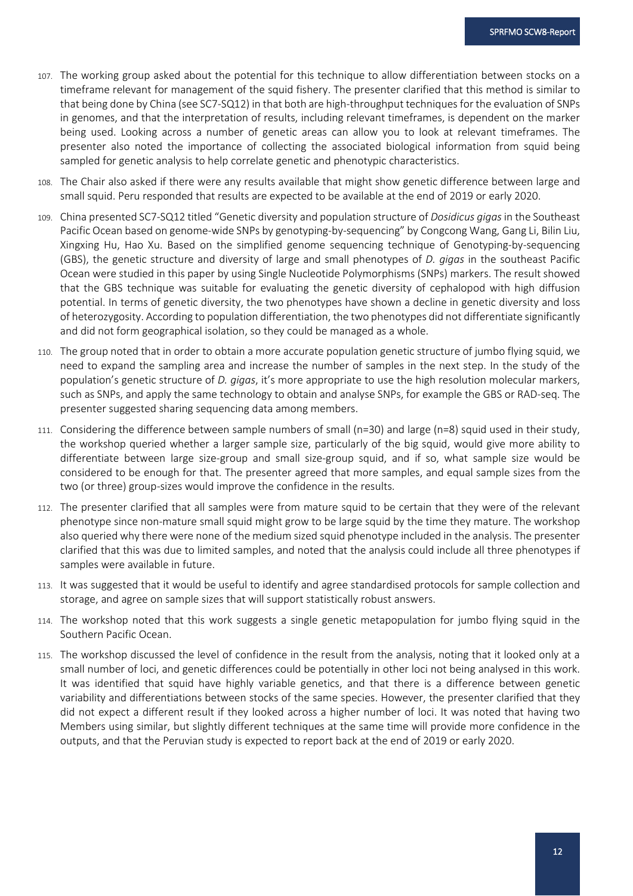107. The working group asked about the potential for this technique to allow differentiation between stocks on a timeframe relevant for management of the squid fishery. The presenter clarified that this method is similar to that being done by China (see SC7-SQ12) in that both are high-throughput techniques for the evaluation of SNPs in genomes, and that the interpretation of results, including relevant timeframes, is dependent on the marker being used. Looking across a number of genetic areas can allow you to look at relevant timeframes. The presenter also noted the importance of collecting the associated biological information from squid being sampled for genetic analysis to help correlate genetic and phenotypic characteristics.

108. The Chair also asked if there were any results available that might show genetic difference between large and small squid. Peru responded that results are expected to be available at the end of 2019 or early 2020.

109. China presented SC7-SQ12 titled "Genetic diversity and population structure of *Dosidicus gigas* in the Southeast Pacific Ocean based on genome-wide SNPs by genotyping-by-sequencing" by Congcong Wang, Gang Li, Bilin Liu, Xingxing Hu, Hao Xu. Based on the simplified genome sequencing technique of Genotyping-by-sequencing (GBS), the genetic structure and diversity of large and small phenotypes of *D. gigas* in the southeast Pacific Ocean were studied in this paper by using Single Nucleotide Polymorphisms (SNPs) markers. The result showed that the GBS technique was suitable for evaluating the genetic diversity of cephalopod with high diffusion potential. In terms of genetic diversity, the two phenotypes have shown a decline in genetic diversity and loss of heterozygosity. According to population differentiation, the two phenotypes did not differentiate significantly and did not form geographical isolation, so they could be managed as a whole.

110. The group noted that in order to obtain a more accurate population genetic structure of jumbo flying squid, we need to expand the sampling area and increase the number of samples in the next step. In the study of the population's genetic structure of *D. gigas*, it's more appropriate to use the high resolution molecular markers, such as SNPs, and apply the same technology to obtain and analyse SNPs, for example the GBS or RAD-seq. The presenter suggested sharing sequencing data among members.

111. Considering the difference between sample numbers of small (n=30) and large (n=8) squid used in their study, the workshop queried whether a larger sample size, particularly of the big squid, would give more ability to differentiate between large size-group and small size-group squid, and if so, what sample size would be considered to be enough for that. The presenter agreed that more samples, and equal sample sizes from the two (or three) group-sizes would improve the confidence in the results.

112. The presenter clarified that all samples were from mature squid to be certain that they were of the relevant phenotype since non-mature small squid might grow to be large squid by the time they mature. The workshop also queried why there were none of the medium sized squid phenotype included in the analysis. The presenter clarified that this was due to limited samples, and noted that the analysis could include all three phenotypes if samples were available in future.

113. It was suggested that it would be useful to identify and agree standardised protocols for sample collection and storage, and agree on sample sizes that will support statistically robust answers.

114. The workshop noted that this work suggests a single genetic metapopulation for jumbo flying squid in the Southern Pacific Ocean.

115. The workshop discussed the level of confidence in the result from the analysis, noting that it looked only at a small number of loci, and genetic differences could be potentially in other loci not being analysed in this work. It was identified that squid have highly variable genetics, and that there is a difference between genetic variability and differentiations between stocks of the same species. However, the presenter clarified that they did not expect a different result if they looked across a higher number of loci. It was noted that having two Members using similar, but slightly different techniques at the same time will provide more confidence in the outputs, and that the Peruvian study is expected to report back at the end of 2019 or early 2020.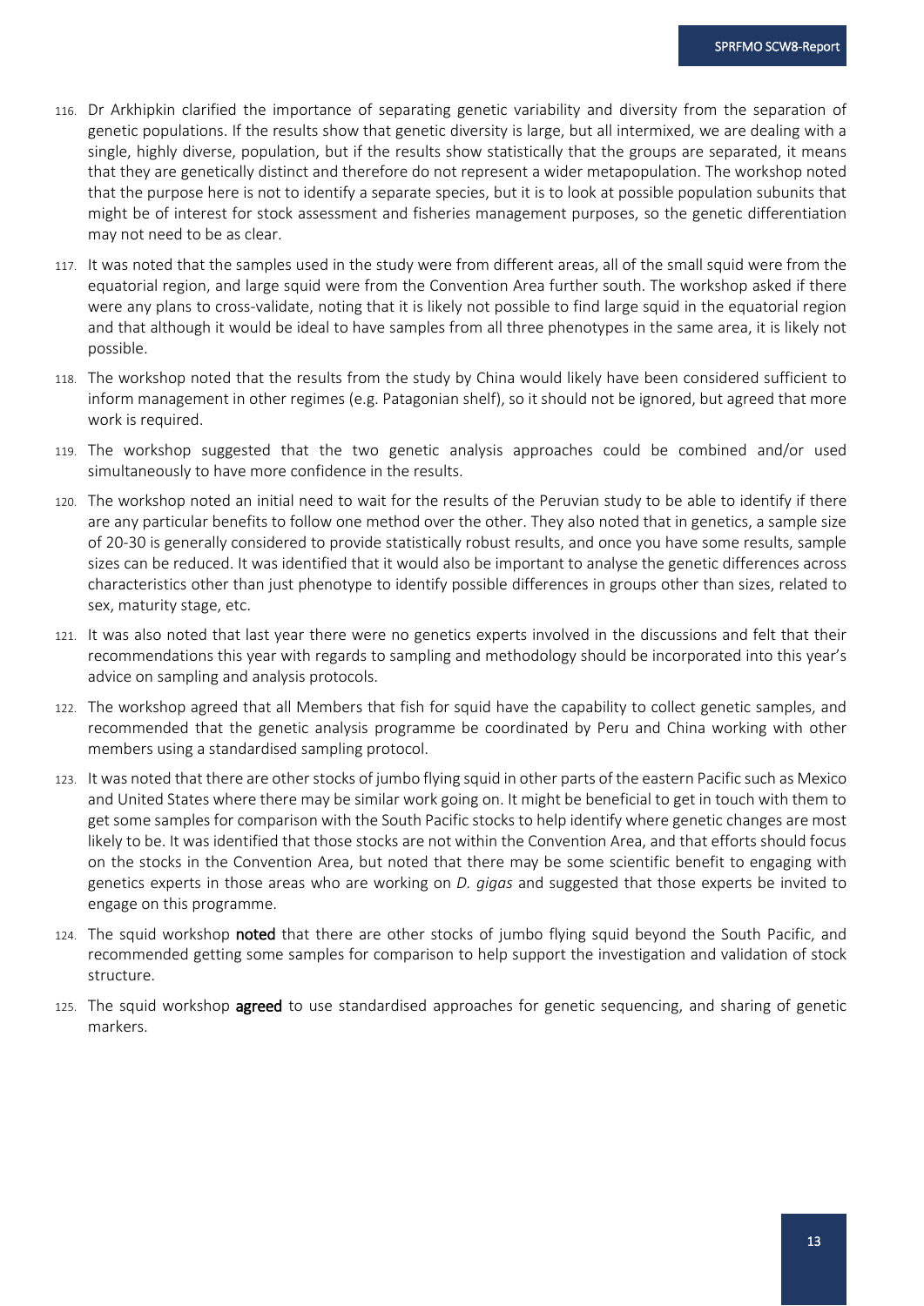116. Dr Arkhipkin clarified the importance of separating genetic variability and diversity from the separation of genetic populations. If the results show that genetic diversity is large, but all intermixed, we are dealing with a single, highly diverse, population, but if the results show statistically that the groups are separated, it means that they are genetically distinct and therefore do not represent a wider metapopulation. The workshop noted that the purpose here is not to identify a separate species, but it is to look at possible population subunits that might be of interest for stock assessment and fisheries management purposes, so the genetic differentiation may not need to be as clear.

117. It was noted that the samples used in the study were from different areas, all of the small squid were from the equatorial region, and large squid were from the Convention Area further south. The workshop asked if there were any plans to cross-validate, noting that it is likely not possible to find large squid in the equatorial region and that although it would be ideal to have samples from all three phenotypes in the same area, it is likely not possible.

118. The workshop noted that the results from the study by China would likely have been considered sufficient to inform management in other regimes (e.g. Patagonian shelf), so it should not be ignored, but agreed that more work is required.

119. The workshop suggested that the two genetic analysis approaches could be combined and/or used simultaneously to have more confidence in the results.

120. The workshop noted an initial need to wait for the results of the Peruvian study to be able to identify if there are any particular benefits to follow one method over the other. They also noted that in genetics, a sample size of 20-30 is generally considered to provide statistically robust results, and once you have some results, sample sizes can be reduced. It was identified that it would also be important to analyse the genetic differences across characteristics other than just phenotype to identify possible differences in groups other than sizes, related to sex, maturity stage, etc.

121. It was also noted that last year there were no genetics experts involved in the discussions and felt that their recommendations this year with regards to sampling and methodology should be incorporated into this year's advice on sampling and analysis protocols.

122. The workshop agreed that all Members that fish for squid have the capability to collect genetic samples, and recommended that the genetic analysis programme be coordinated by Peru and China working with other members using a standardised sampling protocol.

123. It was noted that there are other stocks of jumbo flying squid in other parts of the eastern Pacific such as Mexico and United States where there may be similar work going on. It might be beneficial to get in touch with them to get some samples for comparison with the South Pacific stocks to help identify where genetic changes are most likely to be. It was identified that those stocks are not within the Convention Area, and that efforts should focus on the stocks in the Convention Area, but noted that there may be some scientific benefit to engaging with genetics experts in those areas who are working on *D. gigas* and suggested that those experts be invited to engage on this programme.

124. The squid workshop **noted** that there are other stocks of jumbo flying squid beyond the South Pacific, and recommended getting some samples for comparison to help support the investigation and validation of stock structure.

125. The squid workshop **agreed** to use standardised approaches for genetic sequencing, and sharing of genetic markers.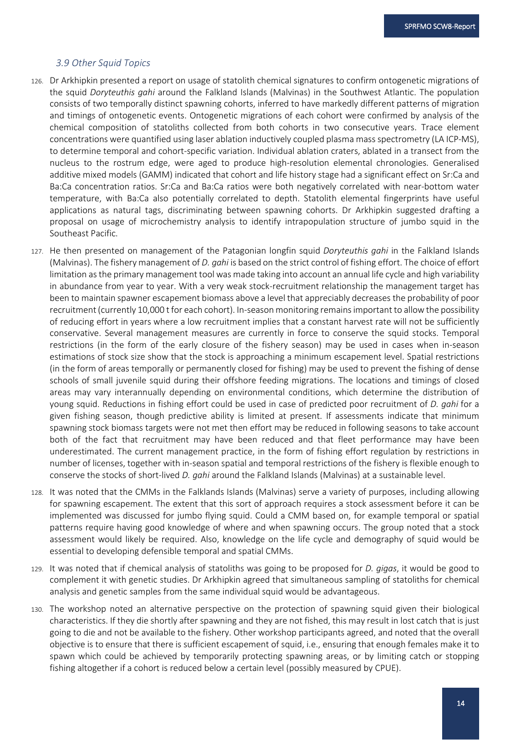### *3.9 Other Squid Topics*

126. Dr Arkhipkin presented a report on usage of statolith chemical signatures to confirm ontogenetic migrations of the squid *Doryteuthis gahi* around the Falkland Islands (Malvinas) in the Southwest Atlantic. The population consists of two temporally distinct spawning cohorts, inferred to have markedly different patterns of migration and timings of ontogenetic events. Ontogenetic migrations of each cohort were confirmed by analysis of the chemical composition of statoliths collected from both cohorts in two consecutive years. Trace element concentrations were quantified using laser ablation inductively coupled plasma mass spectrometry (LA ICP-MS), to determine temporal and cohort-specific variation. Individual ablation craters, ablated in a transect from the nucleus to the rostrum edge, were aged to produce high-resolution elemental chronologies. Generalised additive mixed models (GAMM) indicated that cohort and life history stage had a significant effect on Sr:Ca and Ba:Ca concentration ratios. Sr:Ca and Ba:Ca ratios were both negatively correlated with near-bottom water temperature, with Ba:Ca also potentially correlated to depth. Statolith elemental fingerprints have useful applications as natural tags, discriminating between spawning cohorts. Dr Arkhipkin suggested drafting a proposal on usage of microchemistry analysis to identify intrapopulation structure of jumbo squid in the Southeast Pacific.

127. He then presented on management of the Patagonian longfin squid *Doryteuthis gahi* in the Falkland Islands (Malvinas). The fishery management of *D. gahi* is based on the strict control of fishing effort. The choice of effort limitation as the primary management tool was made taking into account an annual life cycle and high variability in abundance from year to year. With a very weak stock-recruitment relationship the management target has been to maintain spawner escapement biomass above a level that appreciably decreases the probability of poor recruitment (currently 10,000 t for each cohort). In-season monitoring remains important to allow the possibility of reducing effort in years where a low recruitment implies that a constant harvest rate will not be sufficiently conservative. Several management measures are currently in force to conserve the squid stocks. Temporal restrictions (in the form of the early closure of the fishery season) may be used in cases when in-season estimations of stock size show that the stock is approaching a minimum escapement level. Spatial restrictions (in the form of areas temporally or permanently closed for fishing) may be used to prevent the fishing of dense schools of small juvenile squid during their offshore feeding migrations. The locations and timings of closed areas may vary interannually depending on environmental conditions, which determine the distribution of young squid. Reductions in fishing effort could be used in case of predicted poor recruitment of *D. gahi* for a given fishing season, though predictive ability is limited at present. If assessments indicate that minimum spawning stock biomass targets were not met then effort may be reduced in following seasons to take account both of the fact that recruitment may have been reduced and that fleet performance may have been underestimated. The current management practice, in the form of fishing effort regulation by restrictions in number of licenses, together with in-season spatial and temporal restrictions of the fishery is flexible enough to conserve the stocks of short-lived *D. gahi* around the Falkland Islands (Malvinas) at a sustainable level.

128. It was noted that the CMMs in the Falklands Islands (Malvinas) serve a variety of purposes, including allowing for spawning escapement. The extent that this sort of approach requires a stock assessment before it can be implemented was discussed for jumbo flying squid. Could a CMM based on, for example temporal or spatial patterns require having good knowledge of where and when spawning occurs. The group noted that a stock assessment would likely be required. Also, knowledge on the life cycle and demography of squid would be essential to developing defensible temporal and spatial CMMs.

129. It was noted that if chemical analysis of statoliths was going to be proposed for *D. gigas*, it would be good to complement it with genetic studies. Dr Arkhipkin agreed that simultaneous sampling of statoliths for chemical analysis and genetic samples from the same individual squid would be advantageous.

130. The workshop noted an alternative perspective on the protection of spawning squid given their biological characteristics. If they die shortly after spawning and they are not fished, this may result in lost catch that is just going to die and not be available to the fishery. Other workshop participants agreed, and noted that the overall objective is to ensure that there is sufficient escapement of squid, i.e., ensuring that enough females make it to spawn which could be achieved by temporarily protecting spawning areas, or by limiting catch or stopping fishing altogether if a cohort is reduced below a certain level (possibly measured by CPUE).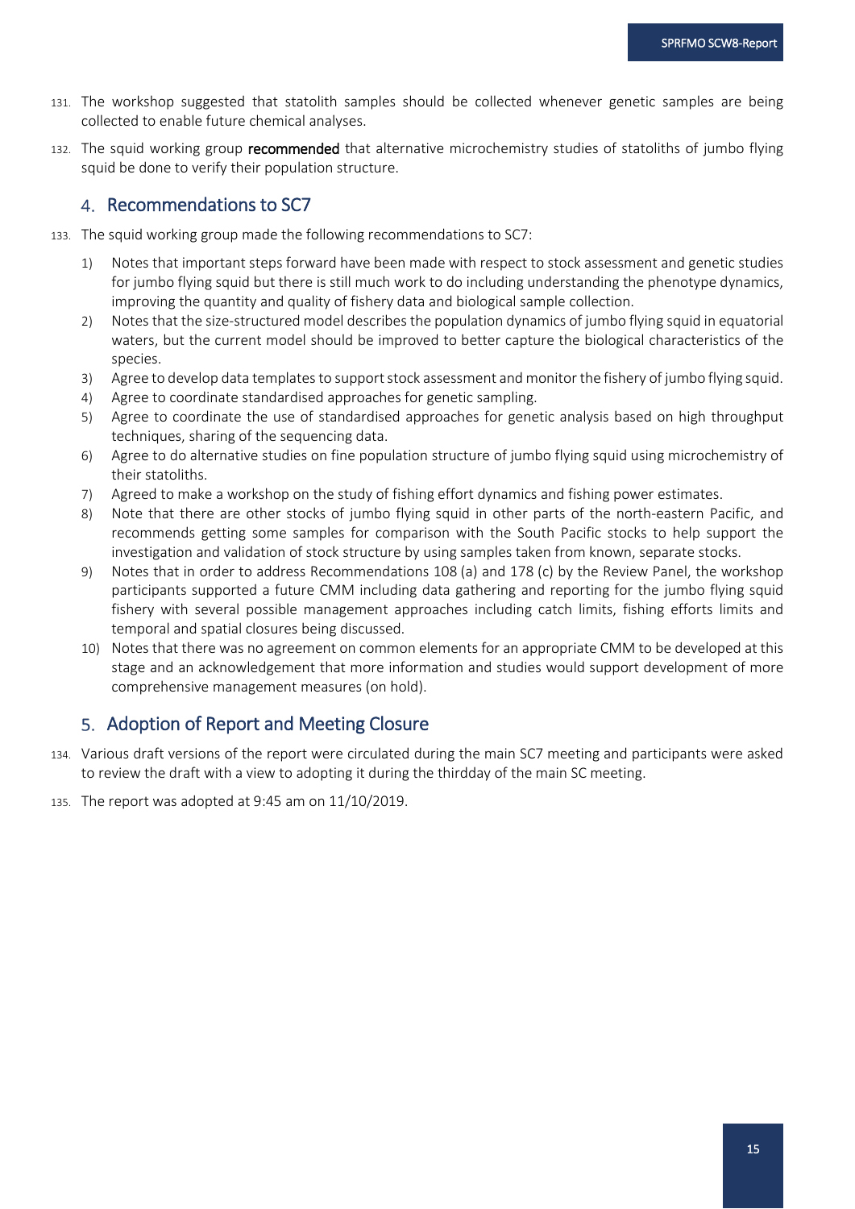131. The workshop suggested that statolith samples should be collected whenever genetic samples are being collected to enable future chemical analyses.

132. The squid working group **recommended** that alternative microchemistry studies of statoliths of jumbo flying squid be done to verify their population structure.

## 4. Recommendations to SC7

133. The squid working group made the following recommendations to SC7:

1) Notes that important steps forward have been made with respect to stock assessment and genetic studies for jumbo flying squid but there is still much work to do including understanding the phenotype dynamics, improving the quantity and quality of fishery data and biological sample collection.
2) Notes that the size-structured model describes the population dynamics of jumbo flying squid in equatorial waters, but the current model should be improved to better capture the biological characteristics of the species.
3) Agree to develop data templates to support stock assessment and monitor the fishery of jumbo flying squid.
4) Agree to coordinate standardised approaches for genetic sampling.
5) Agree to coordinate the use of standardised approaches for genetic analysis based on high throughput techniques, sharing of the sequencing data.
6) Agree to do alternative studies on fine population structure of jumbo flying squid using microchemistry of their statoliths.
7) Agreed to make a workshop on the study of fishing effort dynamics and fishing power estimates.
8) Note that there are other stocks of jumbo flying squid in other parts of the north-eastern Pacific, and recommends getting some samples for comparison with the South Pacific stocks to help support the investigation and validation of stock structure by using samples taken from known, separate stocks.
9) Notes that in order to address Recommendations 108 (a) and 178 (c) by the Review Panel, the workshop participants supported a future CMM including data gathering and reporting for the jumbo flying squid fishery with several possible management approaches including catch limits, fishing efforts limits and temporal and spatial closures being discussed.
10) Notes that there was no agreement on common elements for an appropriate CMM to be developed at this stage and an acknowledgement that more information and studies would support development of more comprehensive management measures (on hold).

## 5. Adoption of Report and Meeting Closure

134. Various draft versions of the report were circulated during the main SC7 meeting and participants were asked to review the draft with a view to adopting it during the thirdday of the main SC meeting.

135. The report was adopted at 9:45 am on 11/10/2019.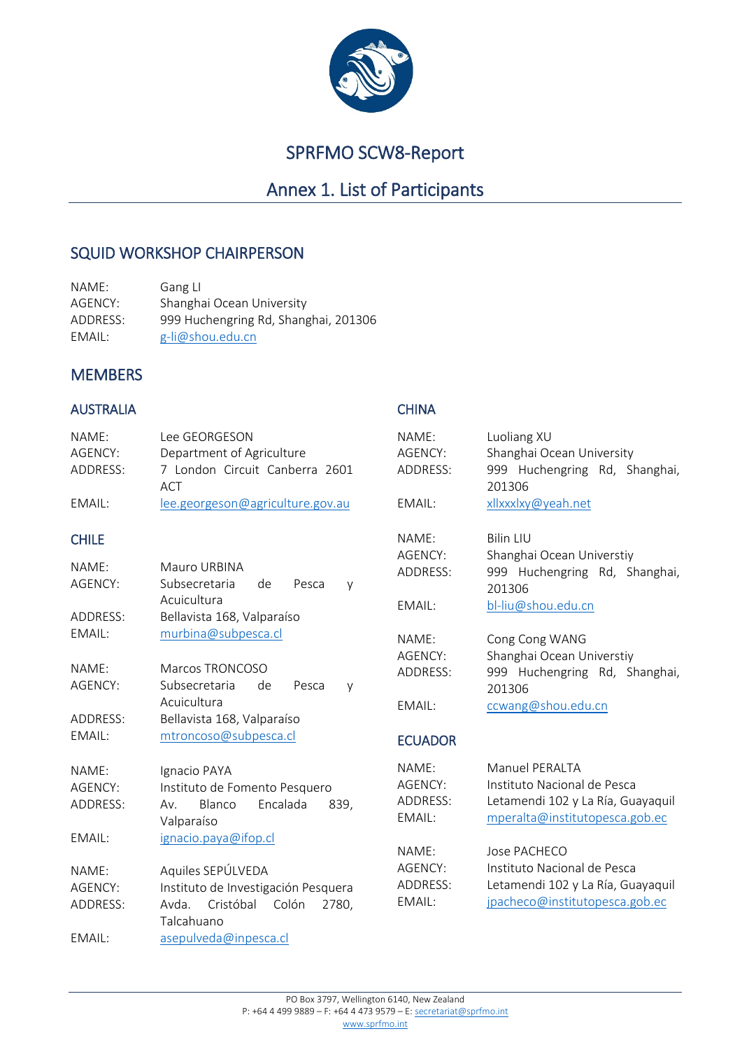# SPRFMO SCW8-Report

## Annex 1. List of Participants

## SQUID WORKSHOP CHAIRPERSON

NAME: Gang LI
AGENCY: Shanghai Ocean University
ADDRESS: 999 Huchengring Rd, Shanghai, 201306
EMAIL: g-li@shou.edu.cn

## MEMBERS

### AUSTRALIA

NAME: Lee GEORGESON
AGENCY: Department of Agriculture
ADDRESS: 7 London Circuit Canberra 2601 ACT
EMAIL: lee.georgeson@agriculture.gov.au

### CHILE

NAME: Mauro URBINA
AGENCY: Subsecretaria de Pesca y Acuicultura
ADDRESS: Bellavista 168, Valparaíso
EMAIL: murbina@subpesca.cl

NAME: Marcos TRONCOSO
AGENCY: Subsecretaria de Pesca y Acuicultura
ADDRESS: Bellavista 168, Valparaíso
EMAIL: mtroncoso@subpesca.cl

NAME: Ignacio PAYA
AGENCY: Instituto de Fomento Pesquero
ADDRESS: Av. Blanco Encalada 839, Valparaíso
EMAIL: ignacio.paya@ifop.cl

NAME: Aquiles SEPÚLVEDA
AGENCY: Instituto de Investigación Pesquera
ADDRESS: Avda. Cristóbal Colón 2780, Talcahuano
EMAIL: asepulveda@inpesca.cl

### CHINA

NAME: Luoliang XU
AGENCY: Shanghai Ocean University
ADDRESS: 999 Huchengring Rd, Shanghai, 201306
EMAIL: xllxxxlxy@yeah.net

NAME: Bilin LIU
AGENCY: Shanghai Ocean Universtiy
ADDRESS: 999 Huchengring Rd, Shanghai, 201306
EMAIL: bl-liu@shou.edu.cn

NAME: Cong Cong WANG
AGENCY: Shanghai Ocean Universtiy
ADDRESS: 999 Huchengring Rd, Shanghai, 201306
EMAIL: ccwang@shou.edu.cn

### ECUADOR

NAME: Manuel PERALTA
AGENCY: Instituto Nacional de Pesca
ADDRESS: Letamendi 102 y La Ría, Guayaquil
EMAIL: mperalta@institutopesca.gob.ec

NAME: Jose PACHECO
AGENCY: Instituto Nacional de Pesca
ADDRESS: Letamendi 102 y La Ría, Guayaquil
EMAIL: jpacheco@institutopesca.gob.ec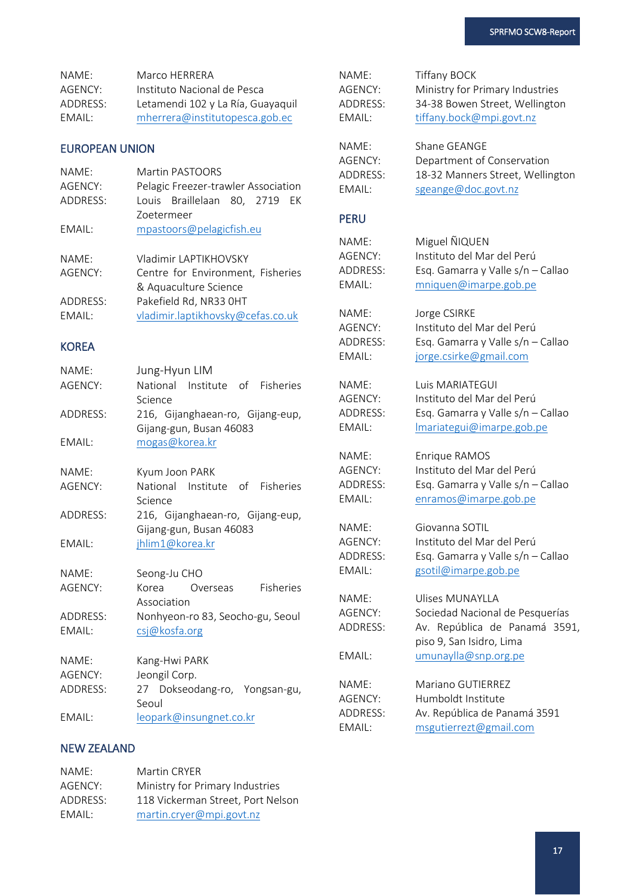NAME: Marco HERRERA
AGENCY: Instituto Nacional de Pesca
ADDRESS: Letamendi 102 y La Ría, Guayaquil
EMAIL: mherrera@institutopesca.gob.ec

## EUROPEAN UNION

NAME: Martin PASTOORS
AGENCY: Pelagic Freezer-trawler Association
ADDRESS: Louis Braillelaan 80, 2719 EK Zoetermeer
EMAIL: mpastoors@pelagicfish.eu

NAME: Vladimir LAPTIKHOVSKY
AGENCY: Centre for Environment, Fisheries & Aquaculture Science
ADDRESS: Pakefield Rd, NR33 0HT
EMAIL: vladimir.laptikhovsky@cefas.co.uk

## KOREA

NAME: Jung-Hyun LIM
AGENCY: National Institute of Fisheries Science
ADDRESS: 216, Gijanghaean-ro, Gijang-eup, Gijang-gun, Busan 46083
EMAIL: mogas@korea.kr

NAME: Kyum Joon PARK
AGENCY: National Institute of Fisheries Science
ADDRESS: 216, Gijanghaean-ro, Gijang-eup, Gijang-gun, Busan 46083
EMAIL: jhlim1@korea.kr

NAME: Seong-Ju CHO
AGENCY: Korea Overseas Fisheries Association
ADDRESS: Nonhyeon-ro 83, Seocho-gu, Seoul
EMAIL: csj@kosfa.org

NAME: Kang-Hwi PARK
AGENCY: Jeongil Corp.
ADDRESS: 27 Dokseodang-ro, Yongsan-gu, Seoul
EMAIL: leopark@insungnet.co.kr

## NEW ZEALAND

NAME: Martin CRYER
AGENCY: Ministry for Primary Industries
ADDRESS: 118 Vickerman Street, Port Nelson
EMAIL: martin.cryer@mpi.govt.nz

NAME: Tiffany BOCK
AGENCY: Ministry for Primary Industries
ADDRESS: 34-38 Bowen Street, Wellington
EMAIL: tiffany.bock@mpi.govt.nz

NAME: Shane GEANGE
AGENCY: Department of Conservation
ADDRESS: 18-32 Manners Street, Wellington
EMAIL: sgeange@doc.govt.nz

## PERU

NAME: Miguel ÑIQUEN
AGENCY: Instituto del Mar del Perú
ADDRESS: Esq. Gamarra y Valle s/n – Callao
EMAIL: mniquen@imarpe.gob.pe

NAME: Jorge CSIRKE
AGENCY: Instituto del Mar del Perú
ADDRESS: Esq. Gamarra y Valle s/n – Callao
EMAIL: jorge.csirke@gmail.com

NAME: Luis MARIATEGUI
AGENCY: Instituto del Mar del Perú
ADDRESS: Esq. Gamarra y Valle s/n – Callao
EMAIL: lmariategui@imarpe.gob.pe

NAME: Enrique RAMOS
AGENCY: Instituto del Mar del Perú
ADDRESS: Esq. Gamarra y Valle s/n – Callao
EMAIL: enramos@imarpe.gob.pe

NAME: Giovanna SOTIL
AGENCY: Instituto del Mar del Perú
ADDRESS: Esq. Gamarra y Valle s/n – Callao
EMAIL: gsotil@imarpe.gob.pe

NAME: Ulises MUNAYLLA
AGENCY: Sociedad Nacional de Pesquerías
ADDRESS: Av. República de Panamá 3591, piso 9, San Isidro, Lima
EMAIL: umunaylla@snp.org.pe

NAME: Mariano GUTIERREZ
AGENCY: Humboldt Institute
ADDRESS: Av. República de Panamá 3591
EMAIL: msgutierrezt@gmail.com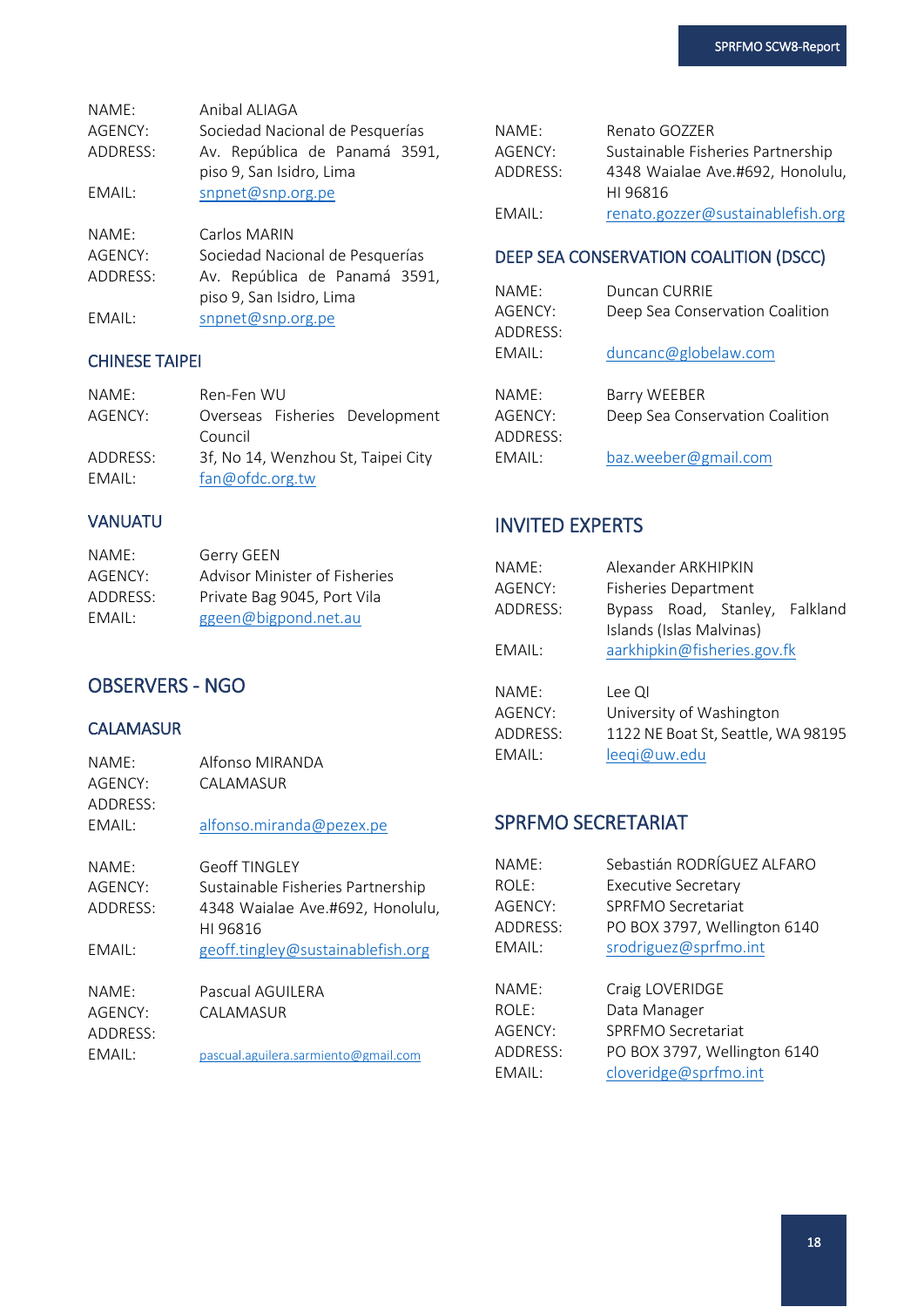NAME: Anibal ALIAGA
AGENCY: Sociedad Nacional de Pesquerías
ADDRESS: Av. República de Panamá 3591, piso 9, San Isidro, Lima
EMAIL: snpnet@snp.org.pe

NAME: Carlos MARIN
AGENCY: Sociedad Nacional de Pesquerías
ADDRESS: Av. República de Panamá 3591, piso 9, San Isidro, Lima
EMAIL: snpnet@snp.org.pe

### CHINESE TAIPEI

NAME: Ren-Fen WU
AGENCY: Overseas Fisheries Development Council
ADDRESS: 3f, No 14, Wenzhou St, Taipei City
EMAIL: fan@ofdc.org.tw

### VANUATU

NAME: Gerry GEEN
AGENCY: Advisor Minister of Fisheries
ADDRESS: Private Bag 9045, Port Vila
EMAIL: ggeen@bigpond.net.au

## OBSERVERS - NGO

### CALAMASUR

NAME: Alfonso MIRANDA
AGENCY: CALAMASUR
ADDRESS:
EMAIL: alfonso.miranda@pezex.pe

NAME: Geoff TINGLEY
AGENCY: Sustainable Fisheries Partnership
ADDRESS: 4348 Waialae Ave.#692, Honolulu, HI 96816
EMAIL: geoff.tingley@sustainablefish.org

NAME: Pascual AGUILERA
AGENCY: CALAMASUR
ADDRESS:
EMAIL: pascual.aguilera.sarmiento@gmail.com

NAME: Renato GOZZER
AGENCY: Sustainable Fisheries Partnership
ADDRESS: 4348 Waialae Ave.#692, Honolulu, HI 96816
EMAIL: renato.gozzer@sustainablefish.org

### DEEP SEA CONSERVATION COALITION (DSCC)

NAME: Duncan CURRIE
AGENCY: Deep Sea Conservation Coalition
ADDRESS:
EMAIL: duncanc@globelaw.com

NAME: Barry WEEBER
AGENCY: Deep Sea Conservation Coalition
ADDRESS:
EMAIL: baz.weeber@gmail.com

## INVITED EXPERTS

NAME: Alexander ARKHIPKIN
AGENCY: Fisheries Department
ADDRESS: Bypass Road, Stanley, Falkland Islands (Islas Malvinas)
EMAIL: aarkhipkin@fisheries.gov.fk

NAME: Lee QI
AGENCY: University of Washington
ADDRESS: 1122 NE Boat St, Seattle, WA 98195
EMAIL: leeqi@uw.edu

## SPRFMO SECRETARIAT

NAME: Sebastián RODRÍGUEZ ALFARO
ROLE: Executive Secretary
AGENCY: SPRFMO Secretariat
ADDRESS: PO BOX 3797, Wellington 6140
EMAIL: srodriguez@sprfmo.int

NAME: Craig LOVERIDGE
ROLE: Data Manager
AGENCY: SPRFMO Secretariat
ADDRESS: PO BOX 3797, Wellington 6140
EMAIL: cloveridge@sprfmo.int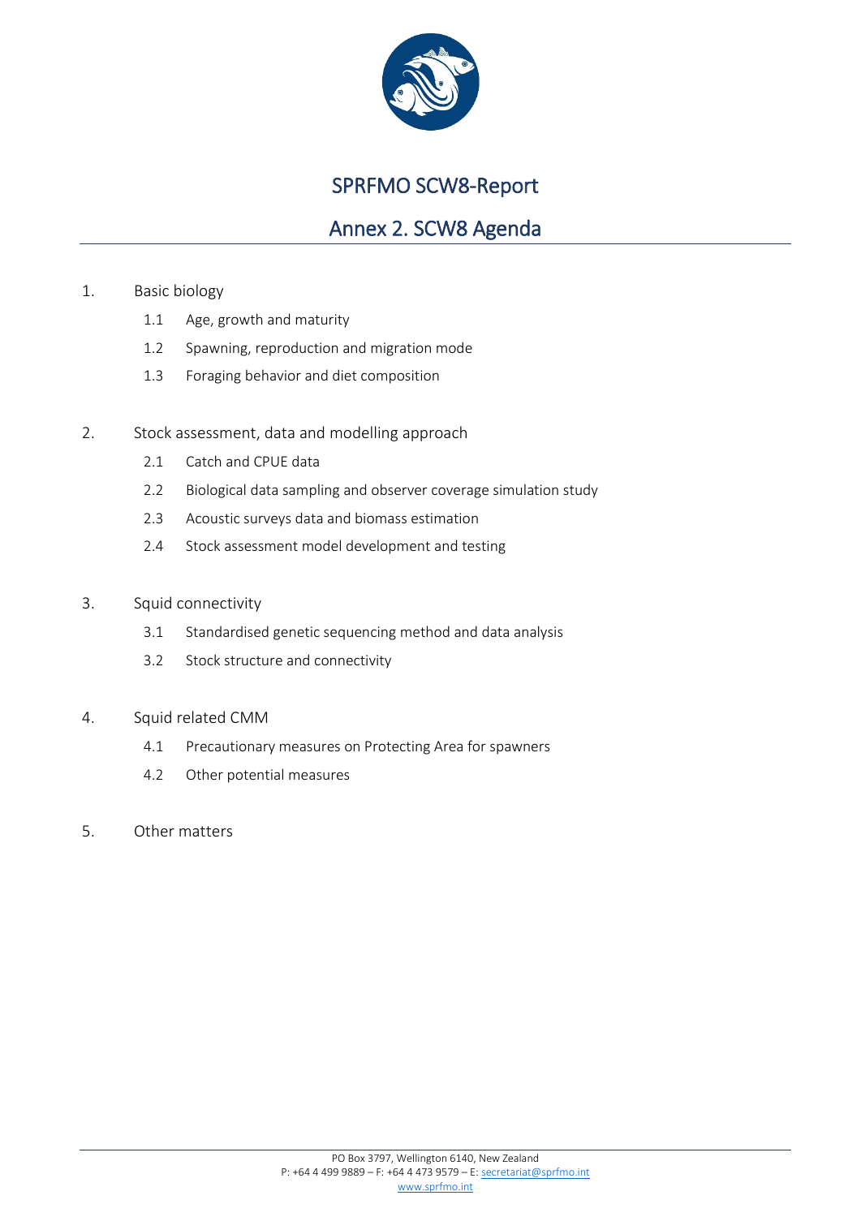# SPRFMO SCW8-Report

## Annex 2. SCW8 Agenda

1. Basic biology
   - 1.1 Age, growth and maturity
   - 1.2 Spawning, reproduction and migration mode
   - 1.3 Foraging behavior and diet composition

2. Stock assessment, data and modelling approach
   - 2.1 Catch and CPUE data
   - 2.2 Biological data sampling and observer coverage simulation study
   - 2.3 Acoustic surveys data and biomass estimation
   - 2.4 Stock assessment model development and testing

3. Squid connectivity
   - 3.1 Standardised genetic sequencing method and data analysis
   - 3.2 Stock structure and connectivity

4. Squid related CMM
   - 4.1 Precautionary measures on Protecting Area for spawners
   - 4.2 Other potential measures

5. Other matters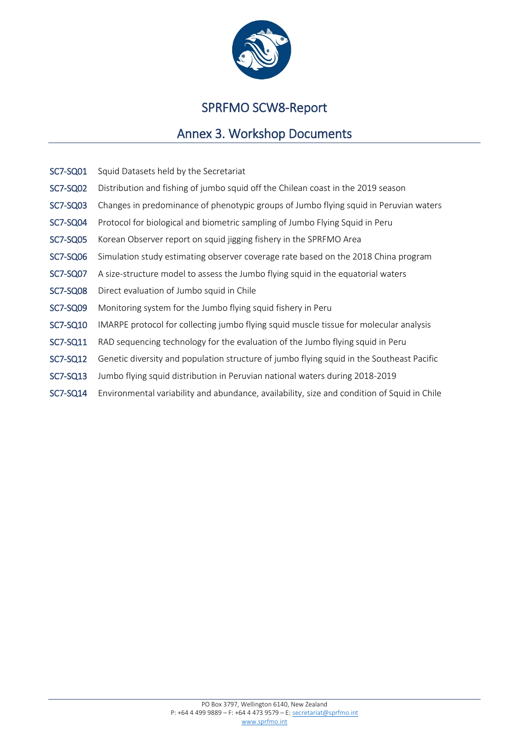# SPRFMO SCW8-Report

## Annex 3. Workshop Documents

| | |
|---|---|
| SC7-SQ01 | Squid Datasets held by the Secretariat |
| SC7-SQ02 | Distribution and fishing of jumbo squid off the Chilean coast in the 2019 season |
| SC7-SQ03 | Changes in predominance of phenotypic groups of Jumbo flying squid in Peruvian waters |
| SC7-SQ04 | Protocol for biological and biometric sampling of Jumbo Flying Squid in Peru |
| SC7-SQ05 | Korean Observer report on squid jigging fishery in the SPRFMO Area |
| SC7-SQ06 | Simulation study estimating observer coverage rate based on the 2018 China program |
| SC7-SQ07 | A size-structure model to assess the Jumbo flying squid in the equatorial waters |
| SC7-SQ08 | Direct evaluation of Jumbo squid in Chile |
| SC7-SQ09 | Monitoring system for the Jumbo flying squid fishery in Peru |
| SC7-SQ10 | IMARPE protocol for collecting jumbo flying squid muscle tissue for molecular analysis |
| SC7-SQ11 | RAD sequencing technology for the evaluation of the Jumbo flying squid in Peru |
| SC7-SQ12 | Genetic diversity and population structure of jumbo flying squid in the Southeast Pacific |
| SC7-SQ13 | Jumbo flying squid distribution in Peruvian national waters during 2018-2019 |
| SC7-SQ14 | Environmental variability and abundance, availability, size and condition of Squid in Chile |